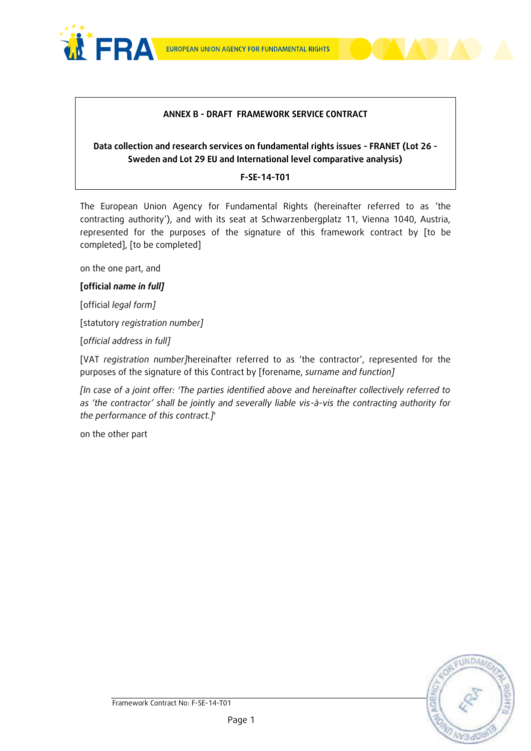**ANNEX B - DRAFT FRAMEWORK SERVICE CONTRACT**

**Data collection and research services on fundamental rights issues - FRANET (Lot 26 - Sweden and Lot 29 EU and International level comparative analysis)**

**F-SE-14-T01**

The European Union Agency for Fundamental Rights (hereinafter referred to as 'the contracting authority'), and with its seat at Schwarzenbergplatz 11, Vienna 1040, Austria, represented for the purposes of the signature of this framework contract by [to be completed], [to be completed]

on the one part, and

**[official *name in full]***

[official *legal form]*

[statutory *registration number]*

[*official address in full]*

[VAT *registration number]*hereinafter referred to as 'the contractor', represented for the purposes of the signature of this Contract by [forename, *surname and function]*

*[In case of a joint offer: 'The parties identified above and hereinafter collectively referred to as 'the contractor' shall be jointly and severally liable vis-à-vis the contracting authority for the performance of this contract.]*'

on the other part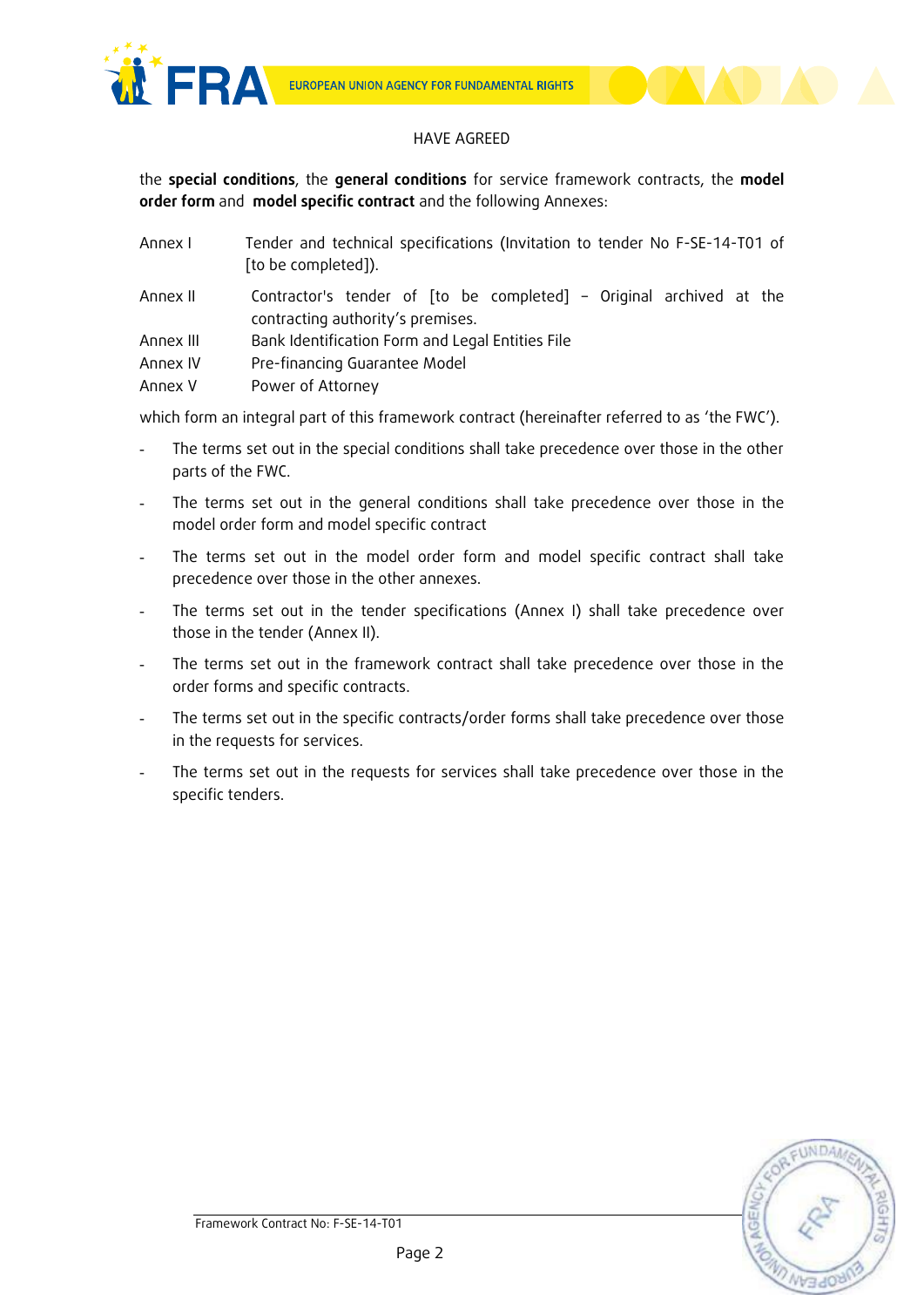HAVE AGREED

the **special conditions**, the **general conditions** for service framework contracts, the **model order form** and **model specific contract** and the following Annexes:

| | |
|---|---|
| Annex I | Tender and technical specifications (Invitation to tender No F-SE-14-T01 of [to be completed]). |
| Annex II | Contractor's tender of [to be completed] – Original archived at the contracting authority's premises. |
| Annex III | Bank Identification Form and Legal Entities File |
| Annex IV | Pre-financing Guarantee Model |
| Annex V | Power of Attorney |

which form an integral part of this framework contract (hereinafter referred to as 'the FWC').

- The terms set out in the special conditions shall take precedence over those in the other parts of the FWC.
- The terms set out in the general conditions shall take precedence over those in the model order form and model specific contract
- The terms set out in the model order form and model specific contract shall take precedence over those in the other annexes.
- The terms set out in the tender specifications (Annex I) shall take precedence over those in the tender (Annex II).
- The terms set out in the framework contract shall take precedence over those in the order forms and specific contracts.
- The terms set out in the specific contracts/order forms shall take precedence over those in the requests for services.
- The terms set out in the requests for services shall take precedence over those in the specific tenders.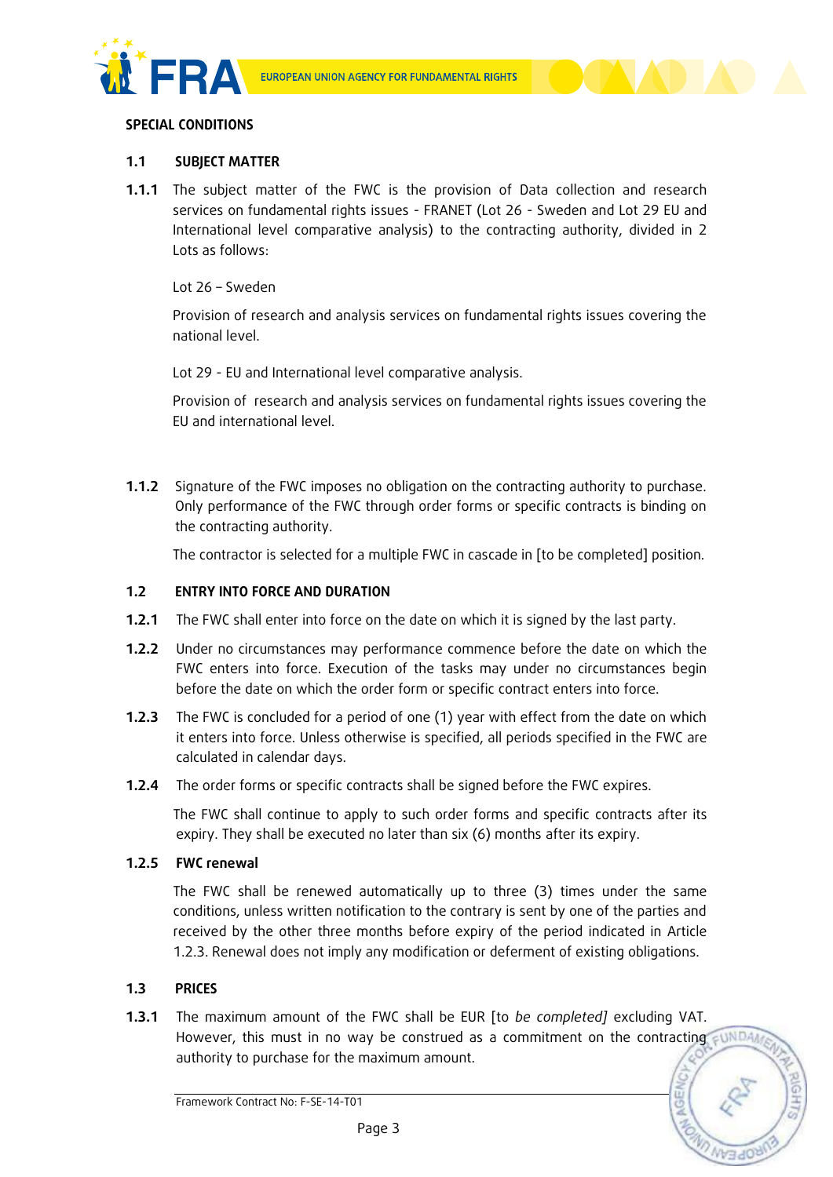**SPECIAL CONDITIONS**

## 1.1 SUBJECT MATTER

**1.1.1** The subject matter of the FWC is the provision of Data collection and research services on fundamental rights issues - FRANET (Lot 26 - Sweden and Lot 29 EU and International level comparative analysis) to the contracting authority, divided in 2 Lots as follows:

Lot 26 – Sweden

Provision of research and analysis services on fundamental rights issues covering the national level.

Lot 29 - EU and International level comparative analysis.

Provision of research and analysis services on fundamental rights issues covering the EU and international level.

**1.1.2** Signature of the FWC imposes no obligation on the contracting authority to purchase. Only performance of the FWC through order forms or specific contracts is binding on the contracting authority.

The contractor is selected for a multiple FWC in cascade in [to be completed] position.

## 1.2 ENTRY INTO FORCE AND DURATION

**1.2.1** The FWC shall enter into force on the date on which it is signed by the last party.

**1.2.2** Under no circumstances may performance commence before the date on which the FWC enters into force. Execution of the tasks may under no circumstances begin before the date on which the order form or specific contract enters into force.

**1.2.3** The FWC is concluded for a period of one (1) year with effect from the date on which it enters into force. Unless otherwise is specified, all periods specified in the FWC are calculated in calendar days.

**1.2.4** The order forms or specific contracts shall be signed before the FWC expires.

The FWC shall continue to apply to such order forms and specific contracts after its expiry. They shall be executed no later than six (6) months after its expiry.

**1.2.5 FWC renewal**

The FWC shall be renewed automatically up to three (3) times under the same conditions, unless written notification to the contrary is sent by one of the parties and received by the other three months before expiry of the period indicated in Article 1.2.3. Renewal does not imply any modification or deferment of existing obligations.

## 1.3 PRICES

**1.3.1** The maximum amount of the FWC shall be EUR [to *be completed]* excluding VAT. However, this must in no way be construed as a commitment on the contracting authority to purchase for the maximum amount.

Framework Contract No: F-SE-14-T01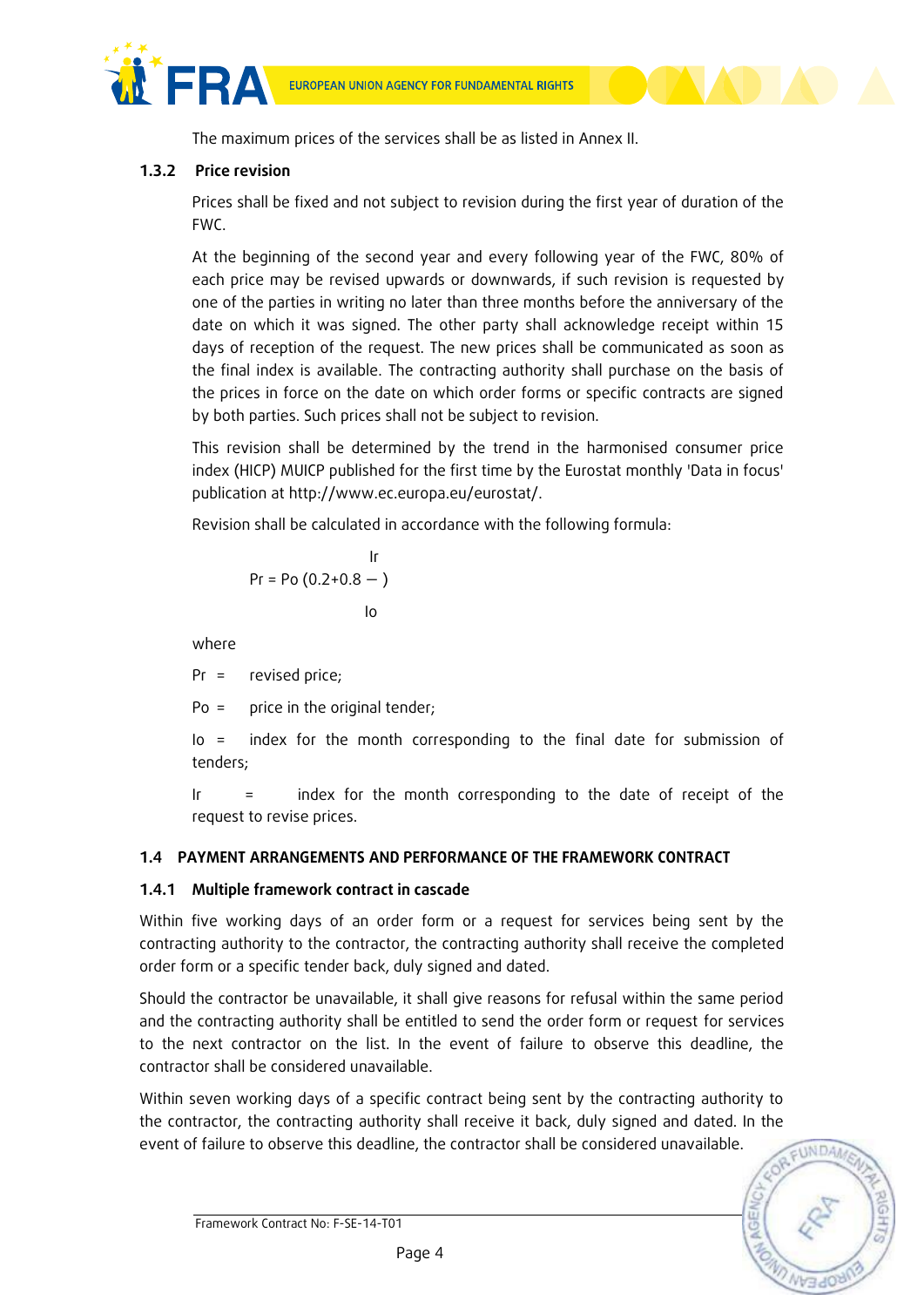The maximum prices of the services shall be as listed in Annex II.

### 1.3.2 Price revision

Prices shall be fixed and not subject to revision during the first year of duration of the FWC.

At the beginning of the second year and every following year of the FWC, 80% of each price may be revised upwards or downwards, if such revision is requested by one of the parties in writing no later than three months before the anniversary of the date on which it was signed. The other party shall acknowledge receipt within 15 days of reception of the request. The new prices shall be communicated as soon as the final index is available. The contracting authority shall purchase on the basis of the prices in force on the date on which order forms or specific contracts are signed by both parties. Such prices shall not be subject to revision.

This revision shall be determined by the trend in the harmonised consumer price index (HICP) MUICP published for the first time by the Eurostat monthly 'Data in focus' publication at http://www.ec.europa.eu/eurostat/.

Revision shall be calculated in accordance with the following formula:

$$Pr = Po\left(0.2 + 0.8\frac{Ir}{Io}\right)$$

where

Pr = revised price;

Po = price in the original tender;

Io = index for the month corresponding to the final date for submission of tenders;

Ir = index for the month corresponding to the date of receipt of the request to revise prices.

## 1.4 PAYMENT ARRANGEMENTS AND PERFORMANCE OF THE FRAMEWORK CONTRACT

### 1.4.1 Multiple framework contract in cascade

Within five working days of an order form or a request for services being sent by the contracting authority to the contractor, the contracting authority shall receive the completed order form or a specific tender back, duly signed and dated.

Should the contractor be unavailable, it shall give reasons for refusal within the same period and the contracting authority shall be entitled to send the order form or request for services to the next contractor on the list. In the event of failure to observe this deadline, the contractor shall be considered unavailable.

Within seven working days of a specific contract being sent by the contracting authority to the contractor, the contracting authority shall receive it back, duly signed and dated. In the event of failure to observe this deadline, the contractor shall be considered unavailable.

Framework Contract No: F-SE-14-T01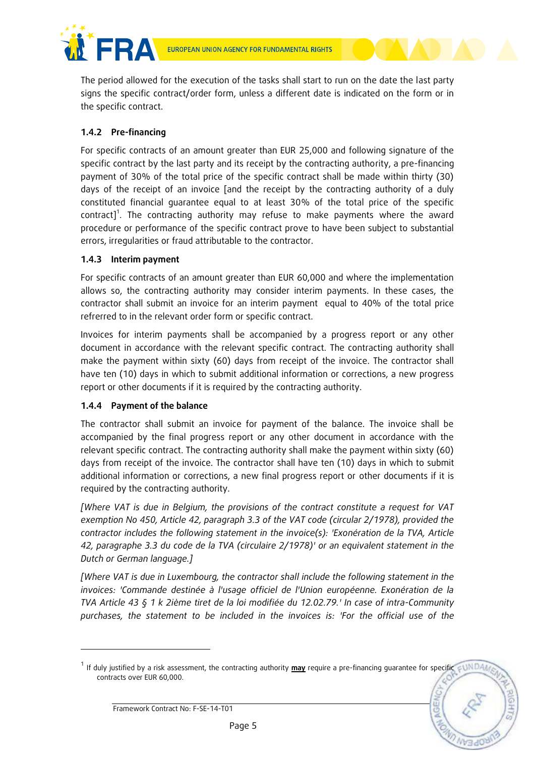The period allowed for the execution of the tasks shall start to run on the date the last party signs the specific contract/order form, unless a different date is indicated on the form or in the specific contract.

### 1.4.2 Pre-financing

For specific contracts of an amount greater than EUR 25,000 and following signature of the specific contract by the last party and its receipt by the contracting authority, a pre-financing payment of 30% of the total price of the specific contract shall be made within thirty (30) days of the receipt of an invoice [and the receipt by the contracting authority of a duly constituted financial guarantee equal to at least 30% of the total price of the specific contract][1]. The contracting authority may refuse to make payments where the award procedure or performance of the specific contract prove to have been subject to substantial errors, irregularities or fraud attributable to the contractor.

### 1.4.3 Interim payment

For specific contracts of an amount greater than EUR 60,000 and where the implementation allows so, the contracting authority may consider interim payments. In these cases, the contractor shall submit an invoice for an interim payment equal to 40% of the total price refrerred to in the relevant order form or specific contract.

Invoices for interim payments shall be accompanied by a progress report or any other document in accordance with the relevant specific contract. The contracting authority shall make the payment within sixty (60) days from receipt of the invoice. The contractor shall have ten (10) days in which to submit additional information or corrections, a new progress report or other documents if it is required by the contracting authority.

### 1.4.4 Payment of the balance

The contractor shall submit an invoice for payment of the balance. The invoice shall be accompanied by the final progress report or any other document in accordance with the relevant specific contract. The contracting authority shall make the payment within sixty (60) days from receipt of the invoice. The contractor shall have ten (10) days in which to submit additional information or corrections, a new final progress report or other documents if it is required by the contracting authority.

*[Where VAT is due in Belgium, the provisions of the contract constitute a request for VAT exemption No 450, Article 42, paragraph 3.3 of the VAT code (circular 2/1978), provided the contractor includes the following statement in the invoice(s): 'Exonération de la TVA, Article 42, paragraphe 3.3 du code de la TVA (circulaire 2/1978)' or an equivalent statement in the Dutch or German language.]*

*[Where VAT is due in Luxembourg, the contractor shall include the following statement in the invoices: 'Commande destinée à l'usage officiel de l'Union européenne. Exonération de la TVA Article 43 § 1 k 2ième tiret de la loi modifiée du 12.02.79.' In case of intra-Community purchases, the statement to be included in the invoices is: 'For the official use of the*

---

[1] If duly justified by a risk assessment, the contracting authority **<u>may</u>** require a pre-financing guarantee for specific contracts over EUR 60,000.

Framework Contract No: F-SE-14-T01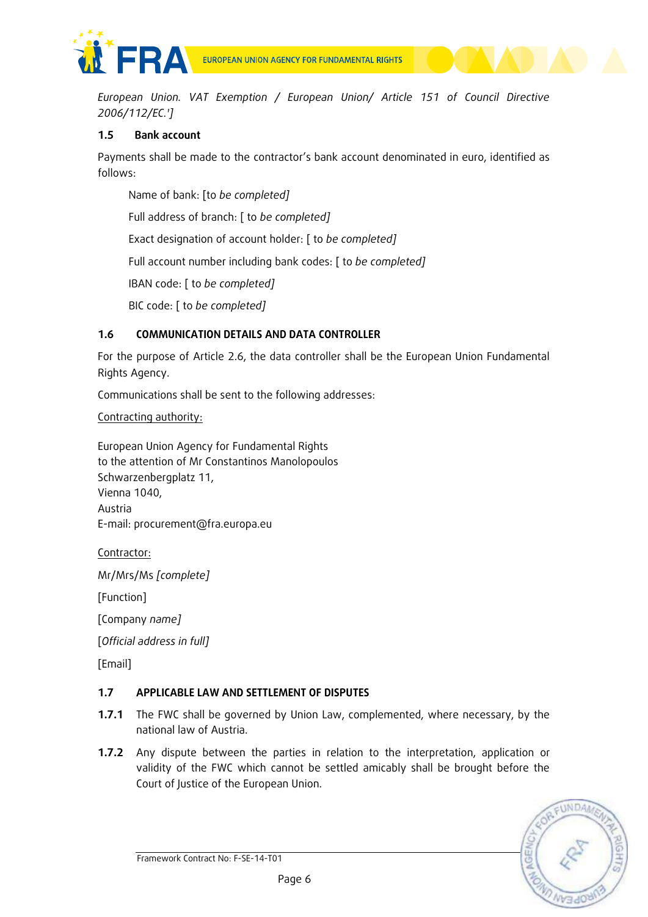*European Union. VAT Exemption / European Union/ Article 151 of Council Directive 2006/112/EC.']*

### 1.5 Bank account

Payments shall be made to the contractor's bank account denominated in euro, identified as follows:

Name of bank: [to *be completed]*

Full address of branch: [ to *be completed]*

Exact designation of account holder: [ to *be completed]*

Full account number including bank codes: [ to *be completed]*

IBAN code: [ to *be completed]*

BIC code: [ to *be completed]*

### 1.6 COMMUNICATION DETAILS AND DATA CONTROLLER

For the purpose of Article 2.6, the data controller shall be the European Union Fundamental Rights Agency.

Communications shall be sent to the following addresses:

Contracting authority:

European Union Agency for Fundamental Rights
to the attention of Mr Constantinos Manolopoulos
Schwarzenbergplatz 11,
Vienna 1040,
Austria
E-mail: procurement@fra.europa.eu

Contractor:

Mr/Mrs/Ms *[complete]*

[Function]

[Company *name]*

[*Official address in full]*

[Email]

### 1.7 APPLICABLE LAW AND SETTLEMENT OF DISPUTES

**1.7.1** The FWC shall be governed by Union Law, complemented, where necessary, by the national law of Austria.

**1.7.2** Any dispute between the parties in relation to the interpretation, application or validity of the FWC which cannot be settled amicably shall be brought before the Court of Justice of the European Union.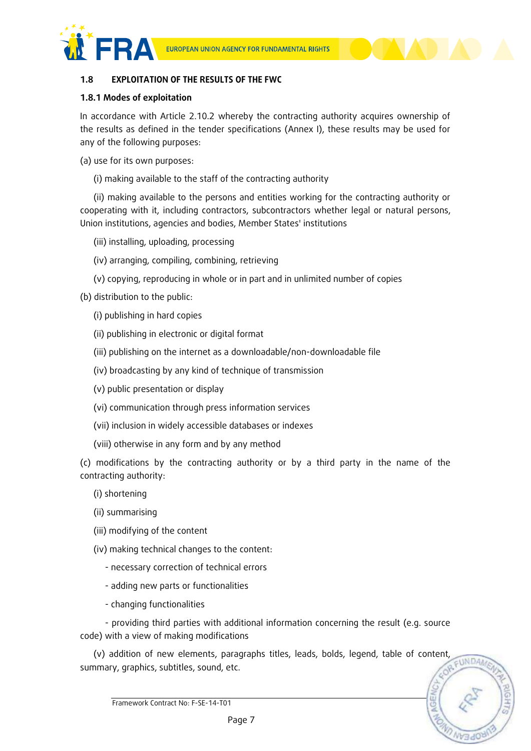### 1.8 EXPLOITATION OF THE RESULTS OF THE FWC

#### 1.8.1 Modes of exploitation

In accordance with Article 2.10.2 whereby the contracting authority acquires ownership of the results as defined in the tender specifications (Annex I), these results may be used for any of the following purposes:

(a) use for its own purposes:

(i) making available to the staff of the contracting authority

(ii) making available to the persons and entities working for the contracting authority or cooperating with it, including contractors, subcontractors whether legal or natural persons, Union institutions, agencies and bodies, Member States' institutions

(iii) installing, uploading, processing

(iv) arranging, compiling, combining, retrieving

(v) copying, reproducing in whole or in part and in unlimited number of copies

(b) distribution to the public:

(i) publishing in hard copies

(ii) publishing in electronic or digital format

(iii) publishing on the internet as a downloadable/non-downloadable file

(iv) broadcasting by any kind of technique of transmission

(v) public presentation or display

(vi) communication through press information services

(vii) inclusion in widely accessible databases or indexes

(viii) otherwise in any form and by any method

(c) modifications by the contracting authority or by a third party in the name of the contracting authority:

(i) shortening

(ii) summarising

(iii) modifying of the content

(iv) making technical changes to the content:

- necessary correction of technical errors
- adding new parts or functionalities
- changing functionalities
- providing third parties with additional information concerning the result (e.g. source code) with a view of making modifications

(v) addition of new elements, paragraphs titles, leads, bolds, legend, table of content, summary, graphics, subtitles, sound, etc.

Framework Contract No: F-SE-14-T01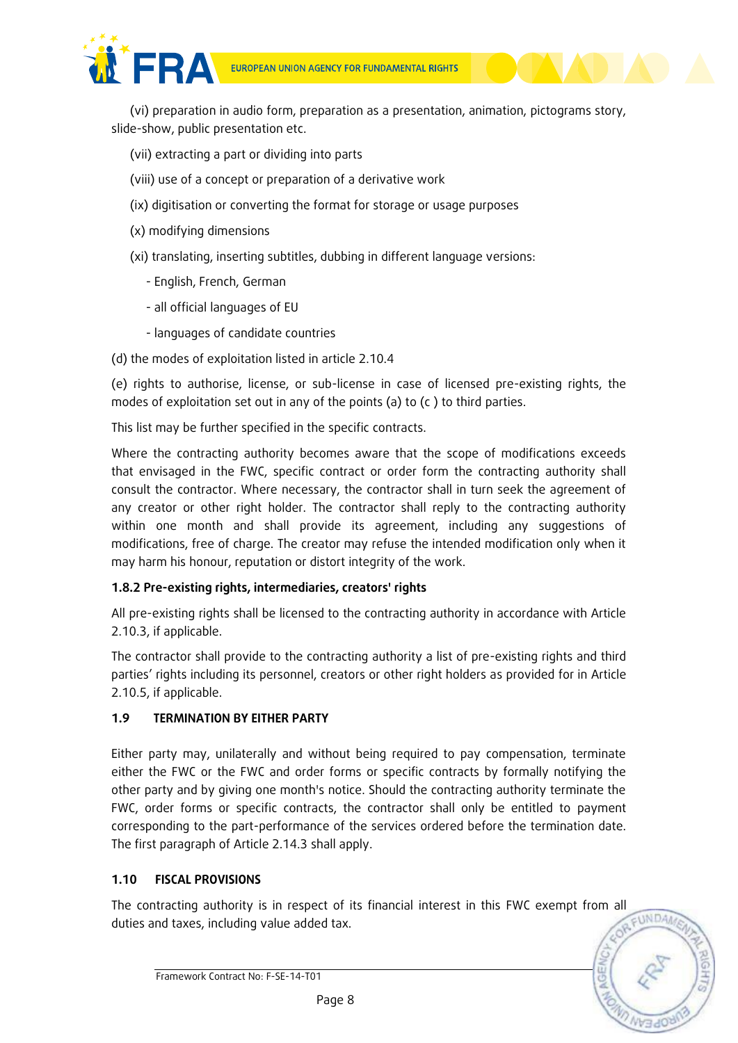(vi) preparation in audio form, preparation as a presentation, animation, pictograms story, slide-show, public presentation etc.

(vii) extracting a part or dividing into parts

(viii) use of a concept or preparation of a derivative work

(ix) digitisation or converting the format for storage or usage purposes

(x) modifying dimensions

(xi) translating, inserting subtitles, dubbing in different language versions:

- English, French, German
- all official languages of EU
- languages of candidate countries

(d) the modes of exploitation listed in article 2.10.4

(e) rights to authorise, license, or sub-license in case of licensed pre-existing rights, the modes of exploitation set out in any of the points (a) to (c ) to third parties.

This list may be further specified in the specific contracts.

Where the contracting authority becomes aware that the scope of modifications exceeds that envisaged in the FWC, specific contract or order form the contracting authority shall consult the contractor. Where necessary, the contractor shall in turn seek the agreement of any creator or other right holder. The contractor shall reply to the contracting authority within one month and shall provide its agreement, including any suggestions of modifications, free of charge. The creator may refuse the intended modification only when it may harm his honour, reputation or distort integrity of the work.

**1.8.2 Pre-existing rights, intermediaries, creators' rights**

All pre-existing rights shall be licensed to the contracting authority in accordance with Article 2.10.3, if applicable.

The contractor shall provide to the contracting authority a list of pre-existing rights and third parties' rights including its personnel, creators or other right holders as provided for in Article 2.10.5, if applicable.

## 1.9 TERMINATION BY EITHER PARTY

Either party may, unilaterally and without being required to pay compensation, terminate either the FWC or the FWC and order forms or specific contracts by formally notifying the other party and by giving one month's notice. Should the contracting authority terminate the FWC, order forms or specific contracts, the contractor shall only be entitled to payment corresponding to the part-performance of the services ordered before the termination date. The first paragraph of Article 2.14.3 shall apply.

## 1.10 FISCAL PROVISIONS

The contracting authority is in respect of its financial interest in this FWC exempt from all duties and taxes, including value added tax.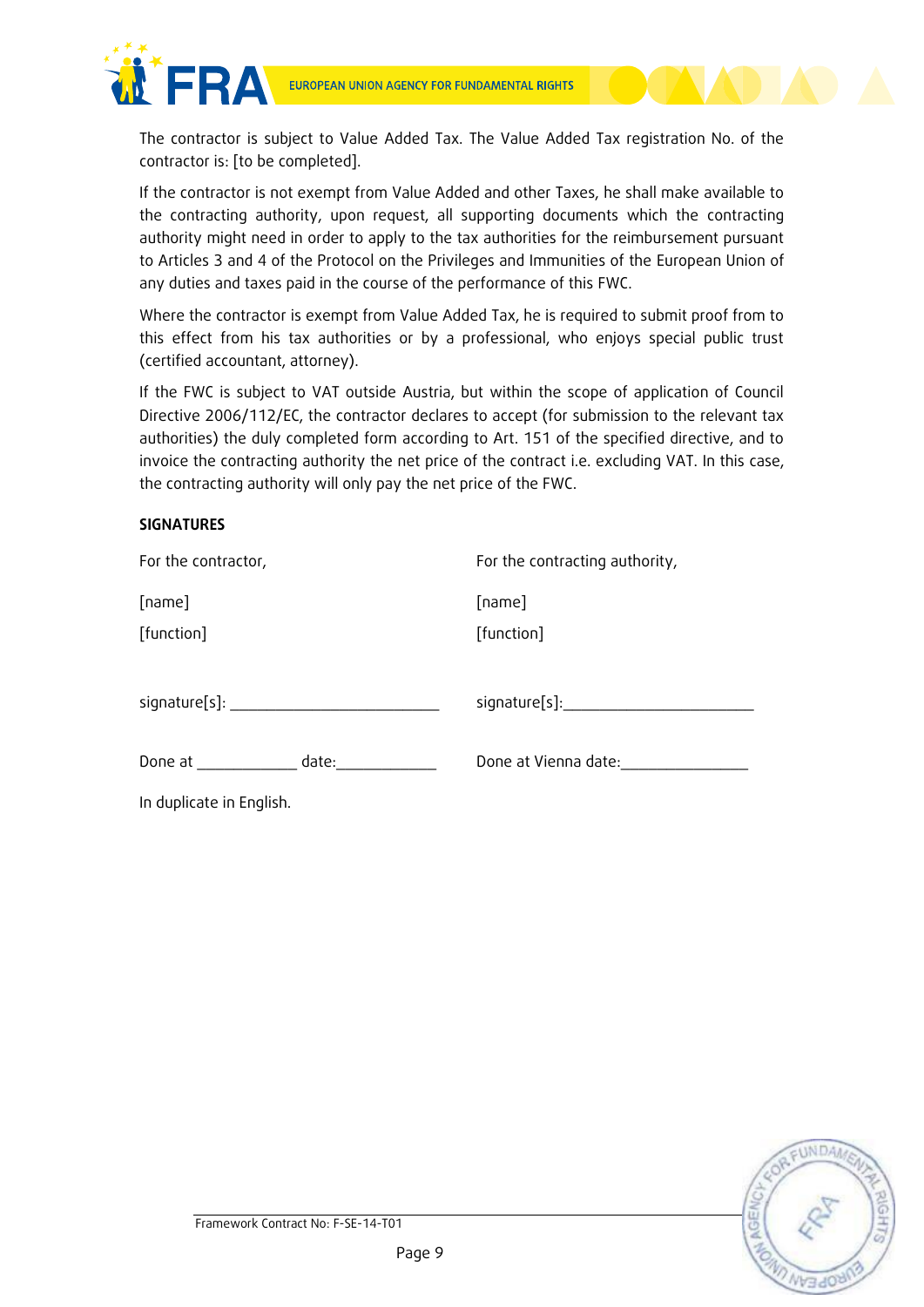The contractor is subject to Value Added Tax. The Value Added Tax registration No. of the contractor is: [to be completed].

If the contractor is not exempt from Value Added and other Taxes, he shall make available to the contracting authority, upon request, all supporting documents which the contracting authority might need in order to apply to the tax authorities for the reimbursement pursuant to Articles 3 and 4 of the Protocol on the Privileges and Immunities of the European Union of any duties and taxes paid in the course of the performance of this FWC.

Where the contractor is exempt from Value Added Tax, he is required to submit proof from to this effect from his tax authorities or by a professional, who enjoys special public trust (certified accountant, attorney).

If the FWC is subject to VAT outside Austria, but within the scope of application of Council Directive 2006/112/EC, the contractor declares to accept (for submission to the relevant tax authorities) the duly completed form according to Art. 151 of the specified directive, and to invoice the contracting authority the net price of the contract i.e. excluding VAT. In this case, the contracting authority will only pay the net price of the FWC.

**SIGNATURES**

| For the contractor, | For the contracting authority, |
|---|---|
| [name] | [name] |
| [function] | [function] |
| signature[s]: _______________________ | signature[s]:______________________ |
| Done at ___________ date:___________ | Done at Vienna date:______________ |

In duplicate in English.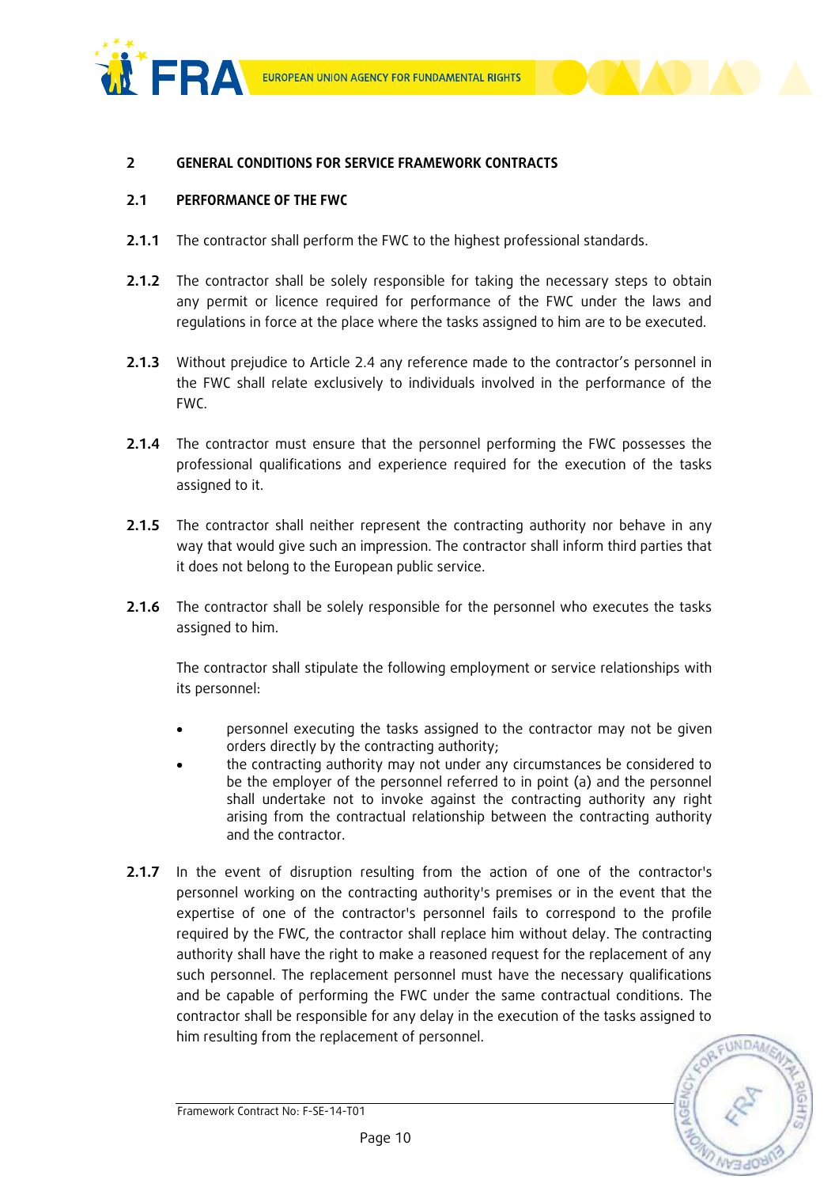## 2 GENERAL CONDITIONS FOR SERVICE FRAMEWORK CONTRACTS

### 2.1 PERFORMANCE OF THE FWC

**2.1.1** The contractor shall perform the FWC to the highest professional standards.

**2.1.2** The contractor shall be solely responsible for taking the necessary steps to obtain any permit or licence required for performance of the FWC under the laws and regulations in force at the place where the tasks assigned to him are to be executed.

**2.1.3** Without prejudice to Article 2.4 any reference made to the contractor's personnel in the FWC shall relate exclusively to individuals involved in the performance of the FWC.

**2.1.4** The contractor must ensure that the personnel performing the FWC possesses the professional qualifications and experience required for the execution of the tasks assigned to it.

**2.1.5** The contractor shall neither represent the contracting authority nor behave in any way that would give such an impression. The contractor shall inform third parties that it does not belong to the European public service.

**2.1.6** The contractor shall be solely responsible for the personnel who executes the tasks assigned to him.

The contractor shall stipulate the following employment or service relationships with its personnel:

- personnel executing the tasks assigned to the contractor may not be given orders directly by the contracting authority;
- the contracting authority may not under any circumstances be considered to be the employer of the personnel referred to in point (a) and the personnel shall undertake not to invoke against the contracting authority any right arising from the contractual relationship between the contracting authority and the contractor.

**2.1.7** In the event of disruption resulting from the action of one of the contractor's personnel working on the contracting authority's premises or in the event that the expertise of one of the contractor's personnel fails to correspond to the profile required by the FWC, the contractor shall replace him without delay. The contracting authority shall have the right to make a reasoned request for the replacement of any such personnel. The replacement personnel must have the necessary qualifications and be capable of performing the FWC under the same contractual conditions. The contractor shall be responsible for any delay in the execution of the tasks assigned to him resulting from the replacement of personnel.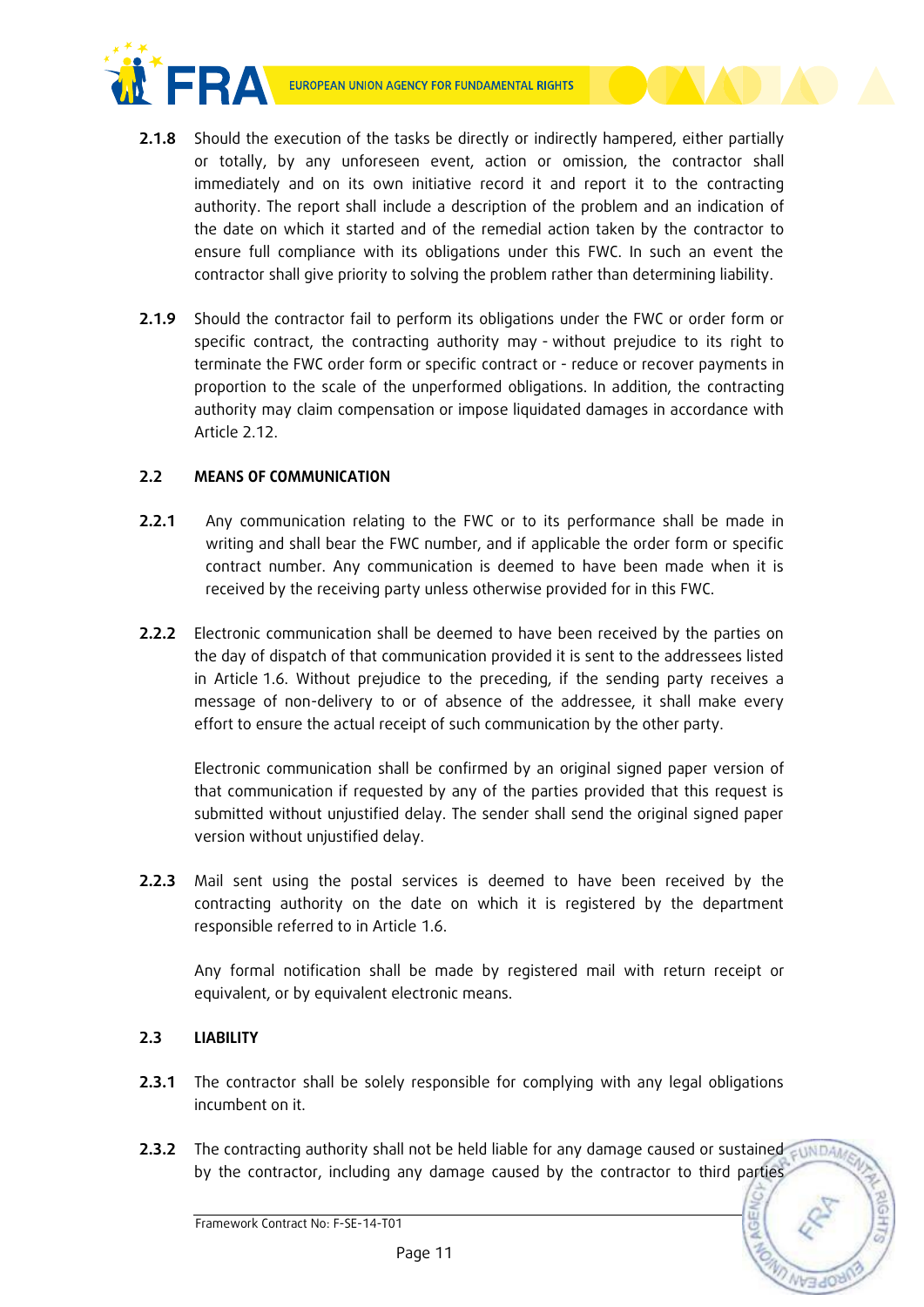**2.1.8** Should the execution of the tasks be directly or indirectly hampered, either partially or totally, by any unforeseen event, action or omission, the contractor shall immediately and on its own initiative record it and report it to the contracting authority. The report shall include a description of the problem and an indication of the date on which it started and of the remedial action taken by the contractor to ensure full compliance with its obligations under this FWC. In such an event the contractor shall give priority to solving the problem rather than determining liability.

**2.1.9** Should the contractor fail to perform its obligations under the FWC or order form or specific contract, the contracting authority may - without prejudice to its right to terminate the FWC order form or specific contract or - reduce or recover payments in proportion to the scale of the unperformed obligations. In addition, the contracting authority may claim compensation or impose liquidated damages in accordance with Article 2.12.

### 2.2 MEANS OF COMMUNICATION

**2.2.1** Any communication relating to the FWC or to its performance shall be made in writing and shall bear the FWC number, and if applicable the order form or specific contract number. Any communication is deemed to have been made when it is received by the receiving party unless otherwise provided for in this FWC.

**2.2.2** Electronic communication shall be deemed to have been received by the parties on the day of dispatch of that communication provided it is sent to the addressees listed in Article 1.6. Without prejudice to the preceding, if the sending party receives a message of non-delivery to or of absence of the addressee, it shall make every effort to ensure the actual receipt of such communication by the other party.

Electronic communication shall be confirmed by an original signed paper version of that communication if requested by any of the parties provided that this request is submitted without unjustified delay. The sender shall send the original signed paper version without unjustified delay.

**2.2.3** Mail sent using the postal services is deemed to have been received by the contracting authority on the date on which it is registered by the department responsible referred to in Article 1.6.

Any formal notification shall be made by registered mail with return receipt or equivalent, or by equivalent electronic means.

### 2.3 LIABILITY

**2.3.1** The contractor shall be solely responsible for complying with any legal obligations incumbent on it.

**2.3.2** The contracting authority shall not be held liable for any damage caused or sustained by the contractor, including any damage caused by the contractor to third parties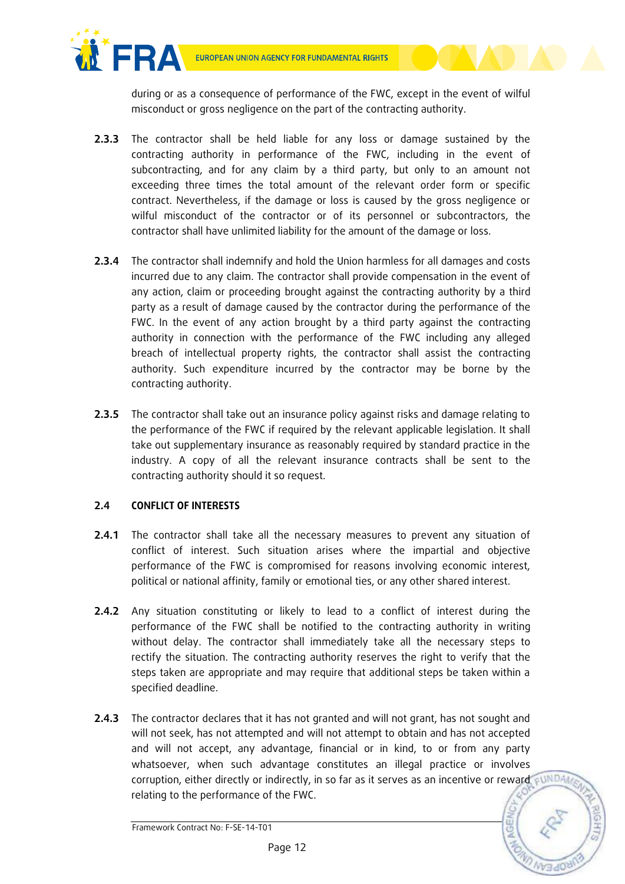during or as a consequence of performance of the FWC, except in the event of wilful misconduct or gross negligence on the part of the contracting authority.

**2.3.3** The contractor shall be held liable for any loss or damage sustained by the contracting authority in performance of the FWC, including in the event of subcontracting, and for any claim by a third party, but only to an amount not exceeding three times the total amount of the relevant order form or specific contract. Nevertheless, if the damage or loss is caused by the gross negligence or wilful misconduct of the contractor or of its personnel or subcontractors, the contractor shall have unlimited liability for the amount of the damage or loss.

**2.3.4** The contractor shall indemnify and hold the Union harmless for all damages and costs incurred due to any claim. The contractor shall provide compensation in the event of any action, claim or proceeding brought against the contracting authority by a third party as a result of damage caused by the contractor during the performance of the FWC. In the event of any action brought by a third party against the contracting authority in connection with the performance of the FWC including any alleged breach of intellectual property rights, the contractor shall assist the contracting authority. Such expenditure incurred by the contractor may be borne by the contracting authority.

**2.3.5** The contractor shall take out an insurance policy against risks and damage relating to the performance of the FWC if required by the relevant applicable legislation. It shall take out supplementary insurance as reasonably required by standard practice in the industry. A copy of all the relevant insurance contracts shall be sent to the contracting authority should it so request.

## 2.4 CONFLICT OF INTERESTS

**2.4.1** The contractor shall take all the necessary measures to prevent any situation of conflict of interest. Such situation arises where the impartial and objective performance of the FWC is compromised for reasons involving economic interest, political or national affinity, family or emotional ties, or any other shared interest.

**2.4.2** Any situation constituting or likely to lead to a conflict of interest during the performance of the FWC shall be notified to the contracting authority in writing without delay. The contractor shall immediately take all the necessary steps to rectify the situation. The contracting authority reserves the right to verify that the steps taken are appropriate and may require that additional steps be taken within a specified deadline.

**2.4.3** The contractor declares that it has not granted and will not grant, has not sought and will not seek, has not attempted and will not attempt to obtain and has not accepted and will not accept, any advantage, financial or in kind, to or from any party whatsoever, when such advantage constitutes an illegal practice or involves corruption, either directly or indirectly, in so far as it serves as an incentive or reward relating to the performance of the FWC.

Framework Contract No: F-SE-14-T01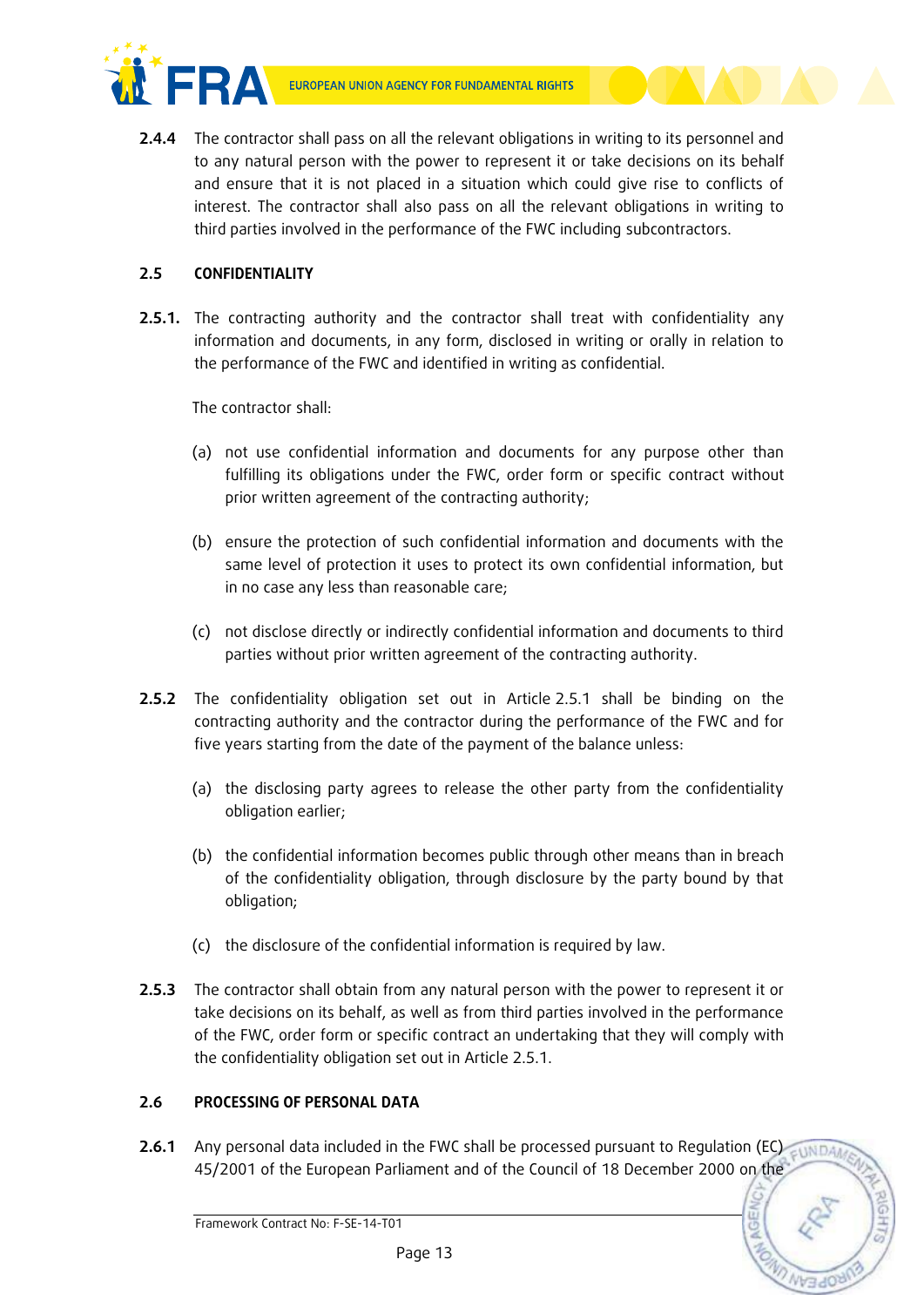**2.4.4** The contractor shall pass on all the relevant obligations in writing to its personnel and to any natural person with the power to represent it or take decisions on its behalf and ensure that it is not placed in a situation which could give rise to conflicts of interest. The contractor shall also pass on all the relevant obligations in writing to third parties involved in the performance of the FWC including subcontractors.

### 2.5 CONFIDENTIALITY

**2.5.1.** The contracting authority and the contractor shall treat with confidentiality any information and documents, in any form, disclosed in writing or orally in relation to the performance of the FWC and identified in writing as confidential.

The contractor shall:

(a) not use confidential information and documents for any purpose other than fulfilling its obligations under the FWC, order form or specific contract without prior written agreement of the contracting authority;

(b) ensure the protection of such confidential information and documents with the same level of protection it uses to protect its own confidential information, but in no case any less than reasonable care;

(c) not disclose directly or indirectly confidential information and documents to third parties without prior written agreement of the contracting authority.

**2.5.2** The confidentiality obligation set out in Article 2.5.1 shall be binding on the contracting authority and the contractor during the performance of the FWC and for five years starting from the date of the payment of the balance unless:

(a) the disclosing party agrees to release the other party from the confidentiality obligation earlier;

(b) the confidential information becomes public through other means than in breach of the confidentiality obligation, through disclosure by the party bound by that obligation;

(c) the disclosure of the confidential information is required by law.

**2.5.3** The contractor shall obtain from any natural person with the power to represent it or take decisions on its behalf, as well as from third parties involved in the performance of the FWC, order form or specific contract an undertaking that they will comply with the confidentiality obligation set out in Article 2.5.1.

### 2.6 PROCESSING OF PERSONAL DATA

**2.6.1** Any personal data included in the FWC shall be processed pursuant to Regulation (EC) 45/2001 of the European Parliament and of the Council of 18 December 2000 on the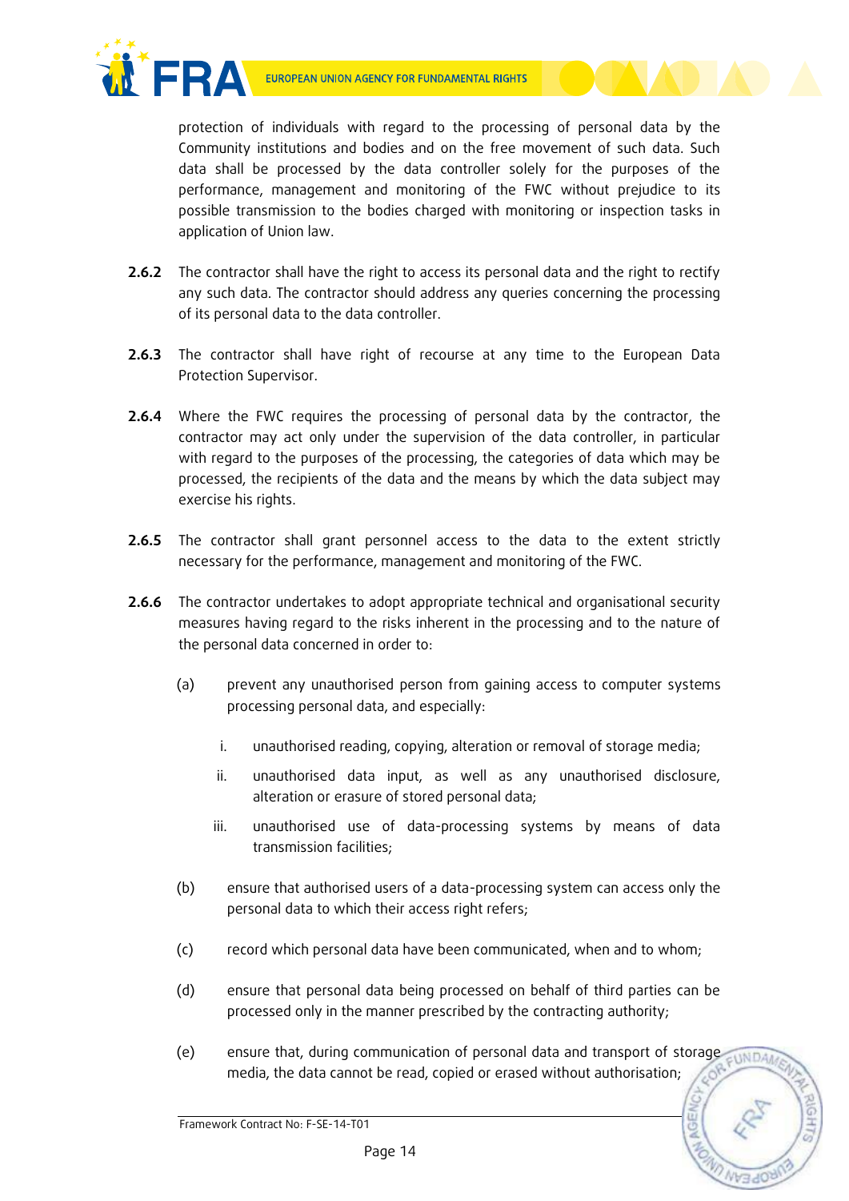protection of individuals with regard to the processing of personal data by the Community institutions and bodies and on the free movement of such data. Such data shall be processed by the data controller solely for the purposes of the performance, management and monitoring of the FWC without prejudice to its possible transmission to the bodies charged with monitoring or inspection tasks in application of Union law.

**2.6.2** The contractor shall have the right to access its personal data and the right to rectify any such data. The contractor should address any queries concerning the processing of its personal data to the data controller.

**2.6.3** The contractor shall have right of recourse at any time to the European Data Protection Supervisor.

**2.6.4** Where the FWC requires the processing of personal data by the contractor, the contractor may act only under the supervision of the data controller, in particular with regard to the purposes of the processing, the categories of data which may be processed, the recipients of the data and the means by which the data subject may exercise his rights.

**2.6.5** The contractor shall grant personnel access to the data to the extent strictly necessary for the performance, management and monitoring of the FWC.

**2.6.6** The contractor undertakes to adopt appropriate technical and organisational security measures having regard to the risks inherent in the processing and to the nature of the personal data concerned in order to:

(a) prevent any unauthorised person from gaining access to computer systems processing personal data, and especially:

   i. unauthorised reading, copying, alteration or removal of storage media;

   ii. unauthorised data input, as well as any unauthorised disclosure, alteration or erasure of stored personal data;

   iii. unauthorised use of data-processing systems by means of data transmission facilities;

(b) ensure that authorised users of a data-processing system can access only the personal data to which their access right refers;

(c) record which personal data have been communicated, when and to whom;

(d) ensure that personal data being processed on behalf of third parties can be processed only in the manner prescribed by the contracting authority;

(e) ensure that, during communication of personal data and transport of storage media, the data cannot be read, copied or erased without authorisation;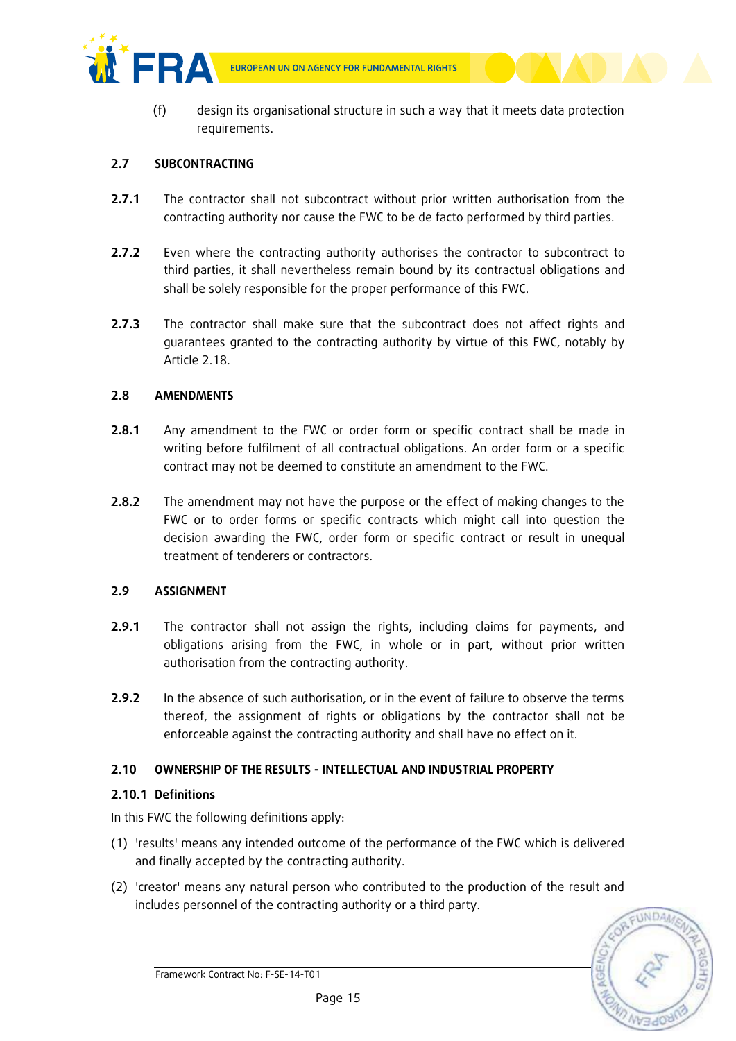(f) design its organisational structure in such a way that it meets data protection requirements.

### 2.7 SUBCONTRACTING

**2.7.1** The contractor shall not subcontract without prior written authorisation from the contracting authority nor cause the FWC to be de facto performed by third parties.

**2.7.2** Even where the contracting authority authorises the contractor to subcontract to third parties, it shall nevertheless remain bound by its contractual obligations and shall be solely responsible for the proper performance of this FWC.

**2.7.3** The contractor shall make sure that the subcontract does not affect rights and guarantees granted to the contracting authority by virtue of this FWC, notably by Article 2.18.

### 2.8 AMENDMENTS

**2.8.1** Any amendment to the FWC or order form or specific contract shall be made in writing before fulfilment of all contractual obligations. An order form or a specific contract may not be deemed to constitute an amendment to the FWC.

**2.8.2** The amendment may not have the purpose or the effect of making changes to the FWC or to order forms or specific contracts which might call into question the decision awarding the FWC, order form or specific contract or result in unequal treatment of tenderers or contractors.

### 2.9 ASSIGNMENT

**2.9.1** The contractor shall not assign the rights, including claims for payments, and obligations arising from the FWC, in whole or in part, without prior written authorisation from the contracting authority.

**2.9.2** In the absence of such authorisation, or in the event of failure to observe the terms thereof, the assignment of rights or obligations by the contractor shall not be enforceable against the contracting authority and shall have no effect on it.

### 2.10 OWNERSHIP OF THE RESULTS - INTELLECTUAL AND INDUSTRIAL PROPERTY

#### 2.10.1 Definitions

In this FWC the following definitions apply:

(1) 'results' means any intended outcome of the performance of the FWC which is delivered and finally accepted by the contracting authority.

(2) 'creator' means any natural person who contributed to the production of the result and includes personnel of the contracting authority or a third party.

Framework Contract No: F-SE-14-T01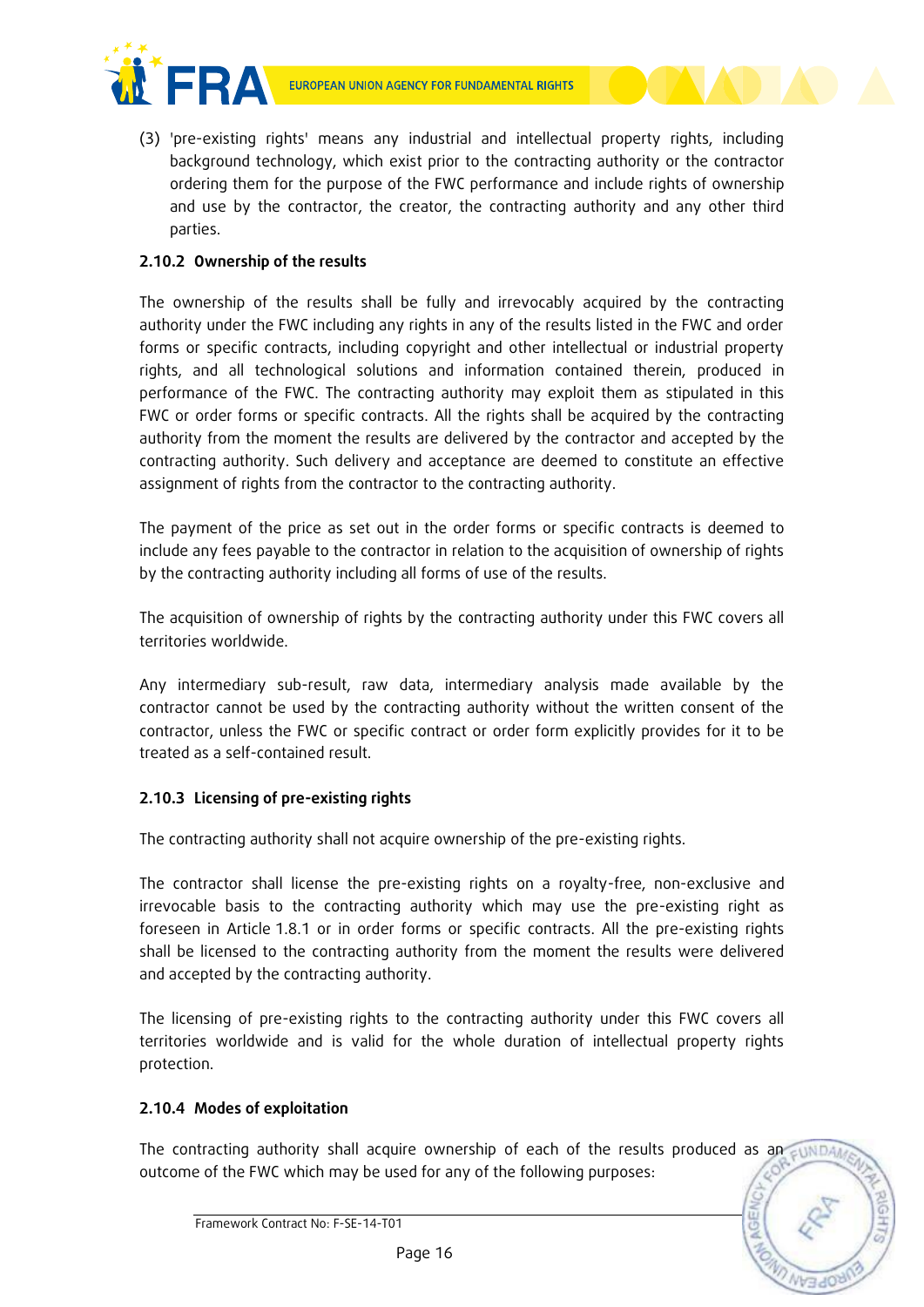(3) 'pre-existing rights' means any industrial and intellectual property rights, including background technology, which exist prior to the contracting authority or the contractor ordering them for the purpose of the FWC performance and include rights of ownership and use by the contractor, the creator, the contracting authority and any other third parties.

### 2.10.2 Ownership of the results

The ownership of the results shall be fully and irrevocably acquired by the contracting authority under the FWC including any rights in any of the results listed in the FWC and order forms or specific contracts, including copyright and other intellectual or industrial property rights, and all technological solutions and information contained therein, produced in performance of the FWC. The contracting authority may exploit them as stipulated in this FWC or order forms or specific contracts. All the rights shall be acquired by the contracting authority from the moment the results are delivered by the contractor and accepted by the contracting authority. Such delivery and acceptance are deemed to constitute an effective assignment of rights from the contractor to the contracting authority.

The payment of the price as set out in the order forms or specific contracts is deemed to include any fees payable to the contractor in relation to the acquisition of ownership of rights by the contracting authority including all forms of use of the results.

The acquisition of ownership of rights by the contracting authority under this FWC covers all territories worldwide.

Any intermediary sub-result, raw data, intermediary analysis made available by the contractor cannot be used by the contracting authority without the written consent of the contractor, unless the FWC or specific contract or order form explicitly provides for it to be treated as a self-contained result.

### 2.10.3 Licensing of pre-existing rights

The contracting authority shall not acquire ownership of the pre-existing rights.

The contractor shall license the pre-existing rights on a royalty-free, non-exclusive and irrevocable basis to the contracting authority which may use the pre-existing right as foreseen in Article 1.8.1 or in order forms or specific contracts. All the pre-existing rights shall be licensed to the contracting authority from the moment the results were delivered and accepted by the contracting authority.

The licensing of pre-existing rights to the contracting authority under this FWC covers all territories worldwide and is valid for the whole duration of intellectual property rights protection.

### 2.10.4 Modes of exploitation

The contracting authority shall acquire ownership of each of the results produced as an outcome of the FWC which may be used for any of the following purposes: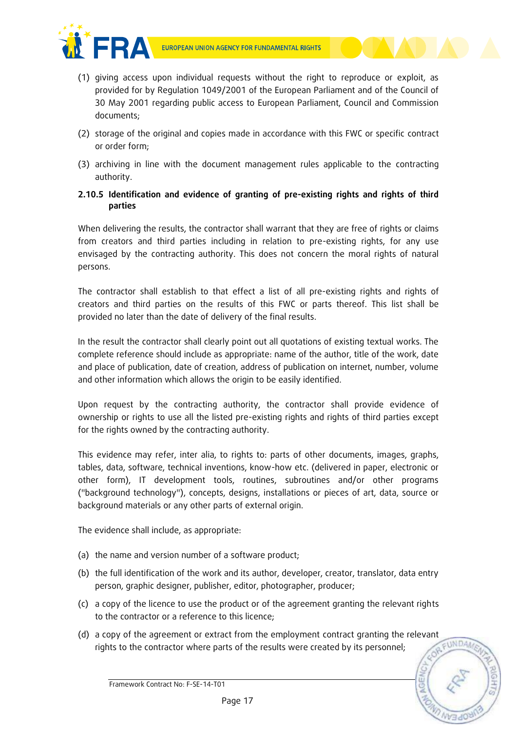(1) giving access upon individual requests without the right to reproduce or exploit, as provided for by Regulation 1049/2001 of the European Parliament and of the Council of 30 May 2001 regarding public access to European Parliament, Council and Commission documents;

(2) storage of the original and copies made in accordance with this FWC or specific contract or order form;

(3) archiving in line with the document management rules applicable to the contracting authority.

#### 2.10.5 Identification and evidence of granting of pre-existing rights and rights of third parties

When delivering the results, the contractor shall warrant that they are free of rights or claims from creators and third parties including in relation to pre-existing rights, for any use envisaged by the contracting authority. This does not concern the moral rights of natural persons.

The contractor shall establish to that effect a list of all pre-existing rights and rights of creators and third parties on the results of this FWC or parts thereof. This list shall be provided no later than the date of delivery of the final results.

In the result the contractor shall clearly point out all quotations of existing textual works. The complete reference should include as appropriate: name of the author, title of the work, date and place of publication, date of creation, address of publication on internet, number, volume and other information which allows the origin to be easily identified.

Upon request by the contracting authority, the contractor shall provide evidence of ownership or rights to use all the listed pre-existing rights and rights of third parties except for the rights owned by the contracting authority.

This evidence may refer, inter alia, to rights to: parts of other documents, images, graphs, tables, data, software, technical inventions, know-how etc. (delivered in paper, electronic or other form), IT development tools, routines, subroutines and/or other programs ("background technology"), concepts, designs, installations or pieces of art, data, source or background materials or any other parts of external origin.

The evidence shall include, as appropriate:

(a) the name and version number of a software product;

(b) the full identification of the work and its author, developer, creator, translator, data entry person, graphic designer, publisher, editor, photographer, producer;

(c) a copy of the licence to use the product or of the agreement granting the relevant rights to the contractor or a reference to this licence;

(d) a copy of the agreement or extract from the employment contract granting the relevant rights to the contractor where parts of the results were created by its personnel;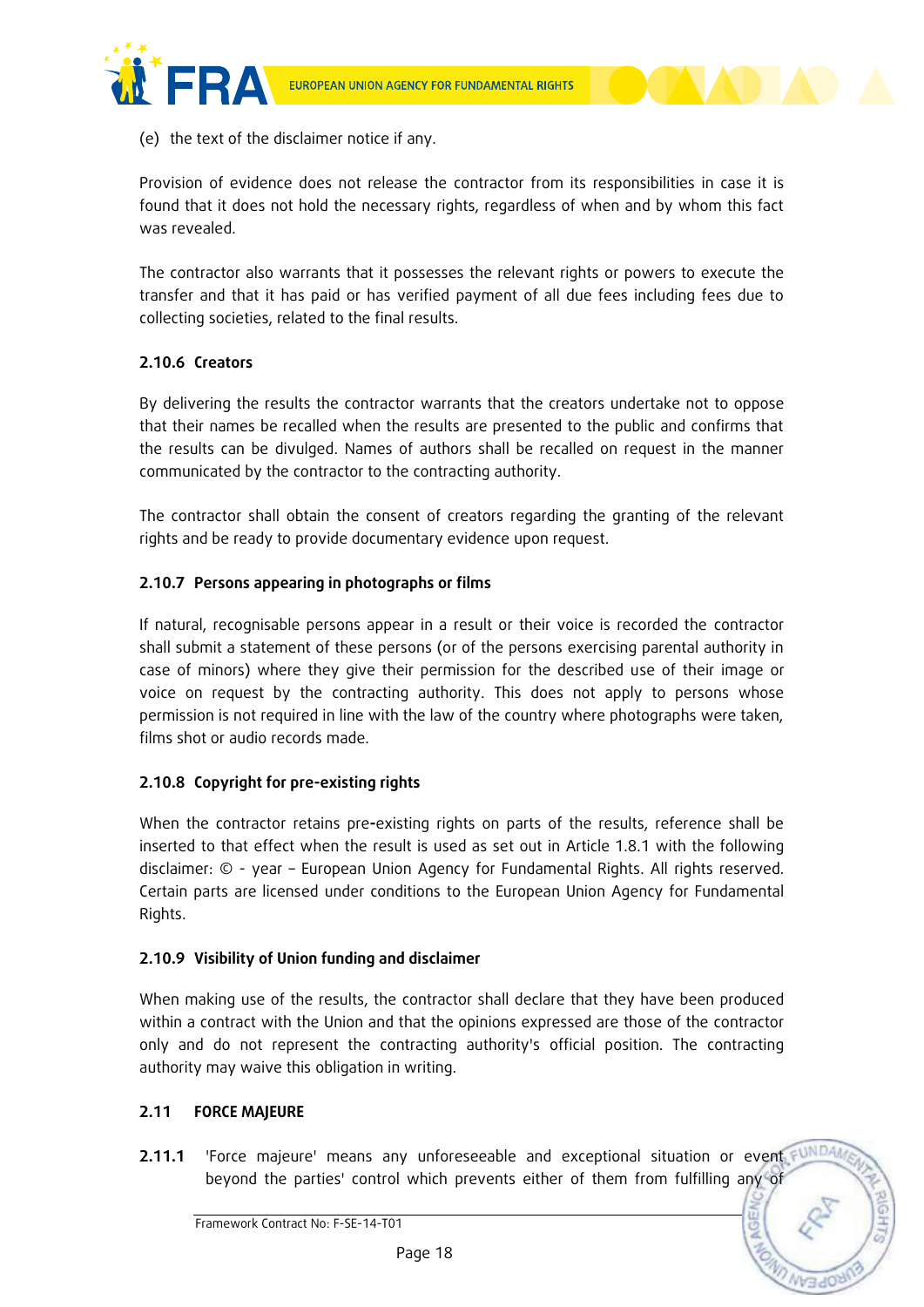(e) the text of the disclaimer notice if any.

Provision of evidence does not release the contractor from its responsibilities in case it is found that it does not hold the necessary rights, regardless of when and by whom this fact was revealed.

The contractor also warrants that it possesses the relevant rights or powers to execute the transfer and that it has paid or has verified payment of all due fees including fees due to collecting societies, related to the final results.

#### 2.10.6 Creators

By delivering the results the contractor warrants that the creators undertake not to oppose that their names be recalled when the results are presented to the public and confirms that the results can be divulged. Names of authors shall be recalled on request in the manner communicated by the contractor to the contracting authority.

The contractor shall obtain the consent of creators regarding the granting of the relevant rights and be ready to provide documentary evidence upon request.

#### 2.10.7 Persons appearing in photographs or films

If natural, recognisable persons appear in a result or their voice is recorded the contractor shall submit a statement of these persons (or of the persons exercising parental authority in case of minors) where they give their permission for the described use of their image or voice on request by the contracting authority. This does not apply to persons whose permission is not required in line with the law of the country where photographs were taken, films shot or audio records made.

#### 2.10.8 Copyright for pre-existing rights

When the contractor retains pre-existing rights on parts of the results, reference shall be inserted to that effect when the result is used as set out in Article 1.8.1 with the following disclaimer: © - year – European Union Agency for Fundamental Rights. All rights reserved. Certain parts are licensed under conditions to the European Union Agency for Fundamental Rights.

#### 2.10.9 Visibility of Union funding and disclaimer

When making use of the results, the contractor shall declare that they have been produced within a contract with the Union and that the opinions expressed are those of the contractor only and do not represent the contracting authority's official position. The contracting authority may waive this obligation in writing.

### 2.11 FORCE MAJEURE

**2.11.1** 'Force majeure' means any unforeseeable and exceptional situation or event beyond the parties' control which prevents either of them from fulfilling any of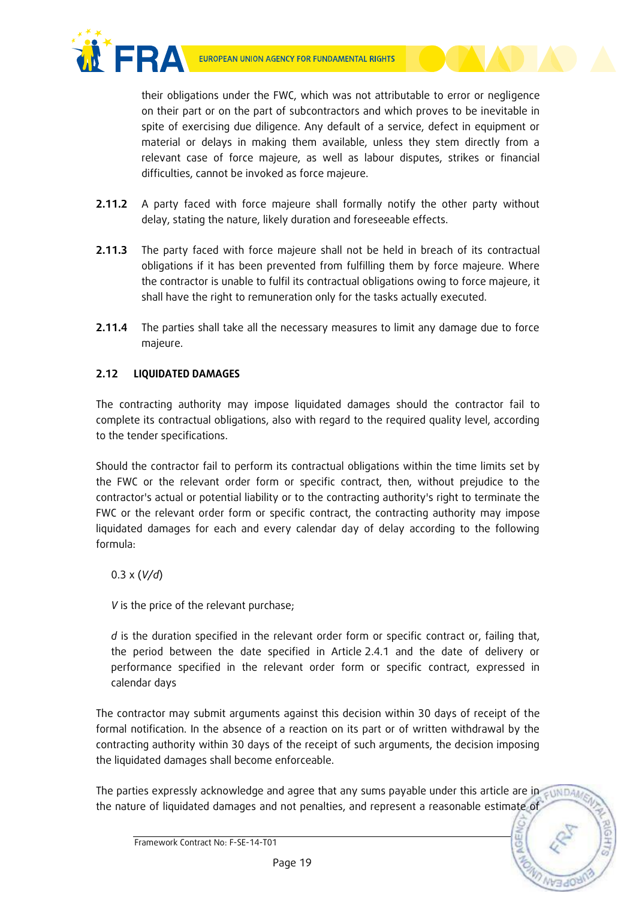their obligations under the FWC, which was not attributable to error or negligence on their part or on the part of subcontractors and which proves to be inevitable in spite of exercising due diligence. Any default of a service, defect in equipment or material or delays in making them available, unless they stem directly from a relevant case of force majeure, as well as labour disputes, strikes or financial difficulties, cannot be invoked as force majeure.

**2.11.2** A party faced with force majeure shall formally notify the other party without delay, stating the nature, likely duration and foreseeable effects.

**2.11.3** The party faced with force majeure shall not be held in breach of its contractual obligations if it has been prevented from fulfilling them by force majeure. Where the contractor is unable to fulfil its contractual obligations owing to force majeure, it shall have the right to remuneration only for the tasks actually executed.

**2.11.4** The parties shall take all the necessary measures to limit any damage due to force majeure.

### 2.12 LIQUIDATED DAMAGES

The contracting authority may impose liquidated damages should the contractor fail to complete its contractual obligations, also with regard to the required quality level, according to the tender specifications.

Should the contractor fail to perform its contractual obligations within the time limits set by the FWC or the relevant order form or specific contract, then, without prejudice to the contractor's actual or potential liability or to the contracting authority's right to terminate the FWC or the relevant order form or specific contract, the contracting authority may impose liquidated damages for each and every calendar day of delay according to the following formula:

$0.3 \times (V/d)$

$V$ is the price of the relevant purchase;

$d$ is the duration specified in the relevant order form or specific contract or, failing that, the period between the date specified in Article 2.4.1 and the date of delivery or performance specified in the relevant order form or specific contract, expressed in calendar days

The contractor may submit arguments against this decision within 30 days of receipt of the formal notification. In the absence of a reaction on its part or of written withdrawal by the contracting authority within 30 days of the receipt of such arguments, the decision imposing the liquidated damages shall become enforceable.

The parties expressly acknowledge and agree that any sums payable under this article are in the nature of liquidated damages and not penalties, and represent a reasonable estimate of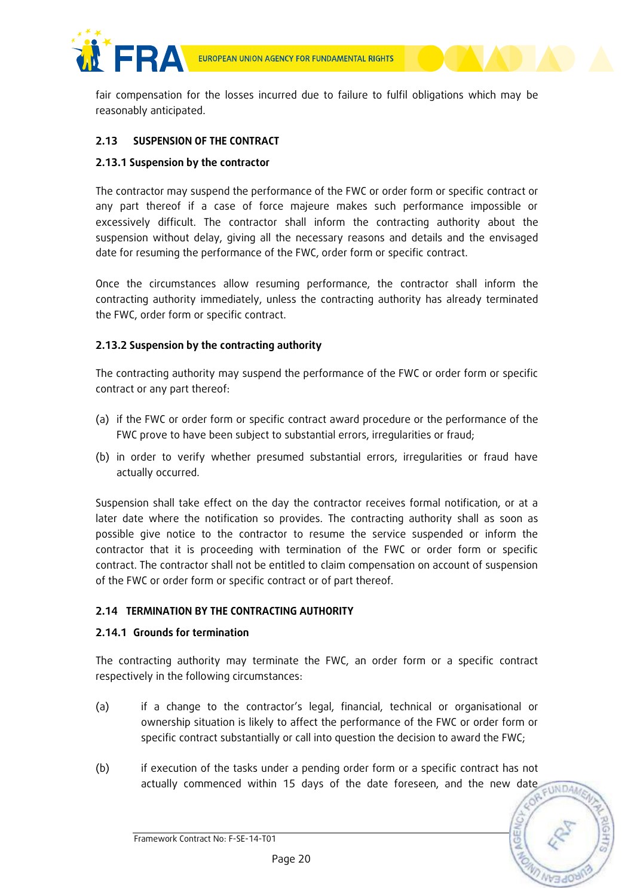fair compensation for the losses incurred due to failure to fulfil obligations which may be reasonably anticipated.

## 2.13 SUSPENSION OF THE CONTRACT

### 2.13.1 Suspension by the contractor

The contractor may suspend the performance of the FWC or order form or specific contract or any part thereof if a case of force majeure makes such performance impossible or excessively difficult. The contractor shall inform the contracting authority about the suspension without delay, giving all the necessary reasons and details and the envisaged date for resuming the performance of the FWC, order form or specific contract.

Once the circumstances allow resuming performance, the contractor shall inform the contracting authority immediately, unless the contracting authority has already terminated the FWC, order form or specific contract.

### 2.13.2 Suspension by the contracting authority

The contracting authority may suspend the performance of the FWC or order form or specific contract or any part thereof:

(a) if the FWC or order form or specific contract award procedure or the performance of the FWC prove to have been subject to substantial errors, irregularities or fraud;

(b) in order to verify whether presumed substantial errors, irregularities or fraud have actually occurred.

Suspension shall take effect on the day the contractor receives formal notification, or at a later date where the notification so provides. The contracting authority shall as soon as possible give notice to the contractor to resume the service suspended or inform the contractor that it is proceeding with termination of the FWC or order form or specific contract. The contractor shall not be entitled to claim compensation on account of suspension of the FWC or order form or specific contract or of part thereof.

## 2.14 TERMINATION BY THE CONTRACTING AUTHORITY

### 2.14.1 Grounds for termination

The contracting authority may terminate the FWC, an order form or a specific contract respectively in the following circumstances:

(a) if a change to the contractor's legal, financial, technical or organisational or ownership situation is likely to affect the performance of the FWC or order form or specific contract substantially or call into question the decision to award the FWC;

(b) if execution of the tasks under a pending order form or a specific contract has not actually commenced within 15 days of the date foreseen, and the new date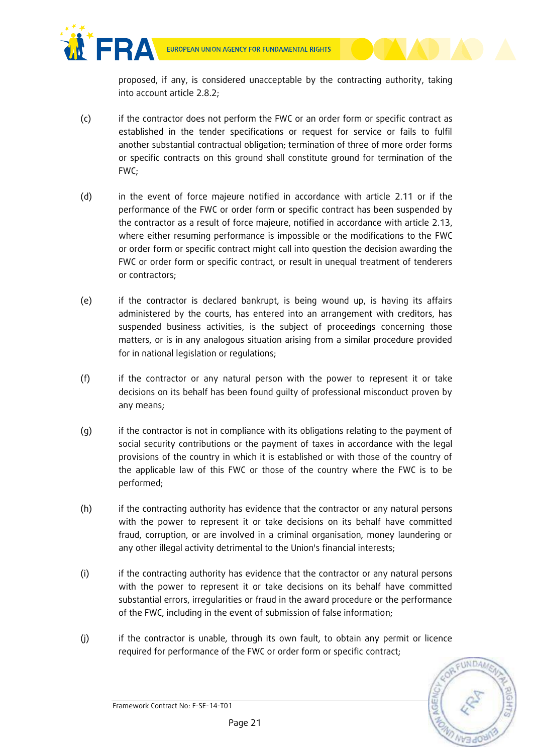proposed, if any, is considered unacceptable by the contracting authority, taking into account article 2.8.2;

(c) if the contractor does not perform the FWC or an order form or specific contract as established in the tender specifications or request for service or fails to fulfil another substantial contractual obligation; termination of three of more order forms or specific contracts on this ground shall constitute ground for termination of the FWC;

(d) in the event of force majeure notified in accordance with article 2.11 or if the performance of the FWC or order form or specific contract has been suspended by the contractor as a result of force majeure, notified in accordance with article 2.13, where either resuming performance is impossible or the modifications to the FWC or order form or specific contract might call into question the decision awarding the FWC or order form or specific contract, or result in unequal treatment of tenderers or contractors;

(e) if the contractor is declared bankrupt, is being wound up, is having its affairs administered by the courts, has entered into an arrangement with creditors, has suspended business activities, is the subject of proceedings concerning those matters, or is in any analogous situation arising from a similar procedure provided for in national legislation or regulations;

(f) if the contractor or any natural person with the power to represent it or take decisions on its behalf has been found guilty of professional misconduct proven by any means;

(g) if the contractor is not in compliance with its obligations relating to the payment of social security contributions or the payment of taxes in accordance with the legal provisions of the country in which it is established or with those of the country of the applicable law of this FWC or those of the country where the FWC is to be performed;

(h) if the contracting authority has evidence that the contractor or any natural persons with the power to represent it or take decisions on its behalf have committed fraud, corruption, or are involved in a criminal organisation, money laundering or any other illegal activity detrimental to the Union's financial interests;

(i) if the contracting authority has evidence that the contractor or any natural persons with the power to represent it or take decisions on its behalf have committed substantial errors, irregularities or fraud in the award procedure or the performance of the FWC, including in the event of submission of false information;

(j) if the contractor is unable, through its own fault, to obtain any permit or licence required for performance of the FWC or order form or specific contract;

Framework Contract No: F-SE-14-T01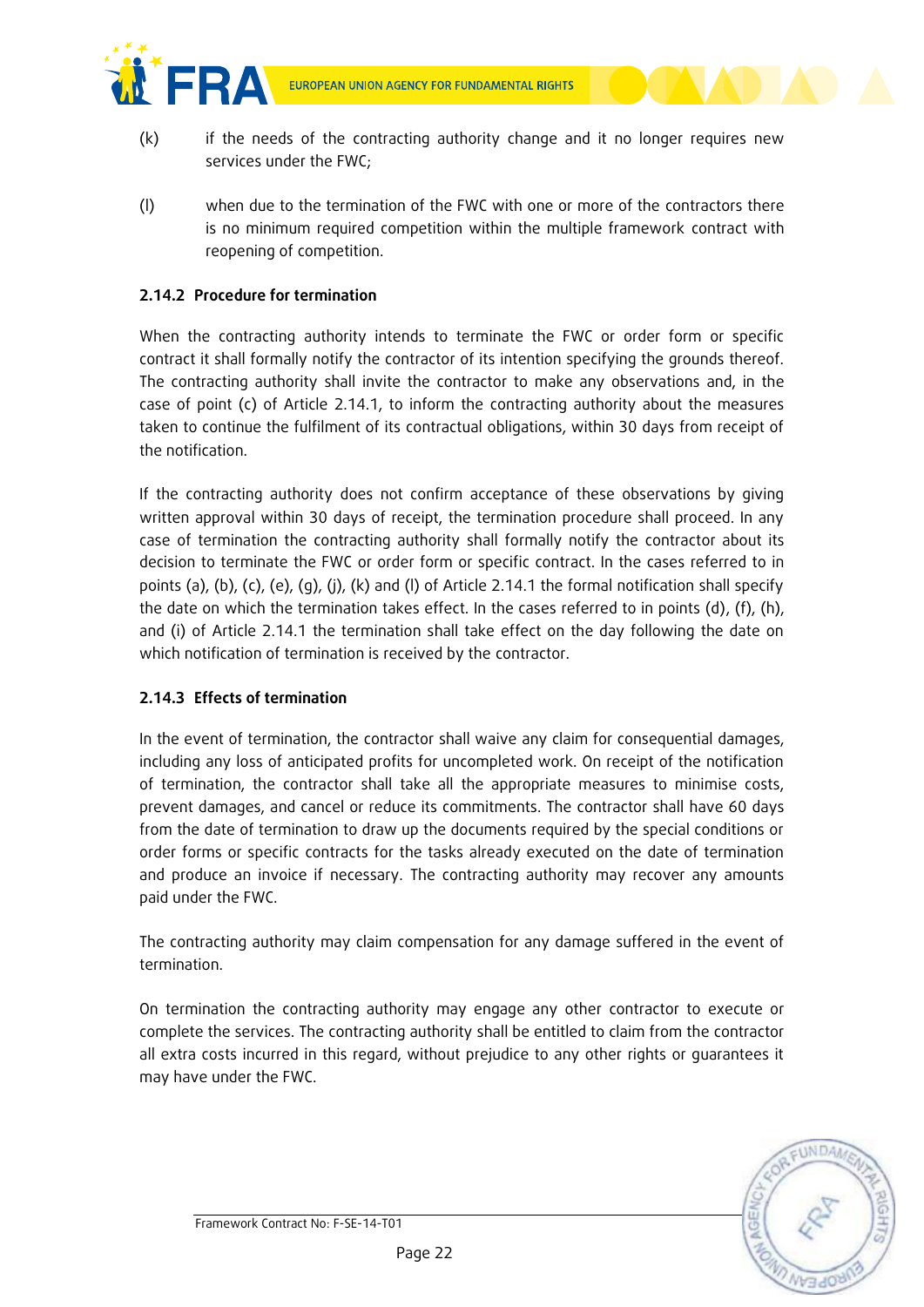(k) if the needs of the contracting authority change and it no longer requires new services under the FWC;

(l) when due to the termination of the FWC with one or more of the contractors there is no minimum required competition within the multiple framework contract with reopening of competition.

### 2.14.2 Procedure for termination

When the contracting authority intends to terminate the FWC or order form or specific contract it shall formally notify the contractor of its intention specifying the grounds thereof. The contracting authority shall invite the contractor to make any observations and, in the case of point (c) of Article 2.14.1, to inform the contracting authority about the measures taken to continue the fulfilment of its contractual obligations, within 30 days from receipt of the notification.

If the contracting authority does not confirm acceptance of these observations by giving written approval within 30 days of receipt, the termination procedure shall proceed. In any case of termination the contracting authority shall formally notify the contractor about its decision to terminate the FWC or order form or specific contract. In the cases referred to in points (a), (b), (c), (e), (g), (j), (k) and (l) of Article 2.14.1 the formal notification shall specify the date on which the termination takes effect. In the cases referred to in points (d), (f), (h), and (i) of Article 2.14.1 the termination shall take effect on the day following the date on which notification of termination is received by the contractor.

### 2.14.3 Effects of termination

In the event of termination, the contractor shall waive any claim for consequential damages, including any loss of anticipated profits for uncompleted work. On receipt of the notification of termination, the contractor shall take all the appropriate measures to minimise costs, prevent damages, and cancel or reduce its commitments. The contractor shall have 60 days from the date of termination to draw up the documents required by the special conditions or order forms or specific contracts for the tasks already executed on the date of termination and produce an invoice if necessary. The contracting authority may recover any amounts paid under the FWC.

The contracting authority may claim compensation for any damage suffered in the event of termination.

On termination the contracting authority may engage any other contractor to execute or complete the services. The contracting authority shall be entitled to claim from the contractor all extra costs incurred in this regard, without prejudice to any other rights or guarantees it may have under the FWC.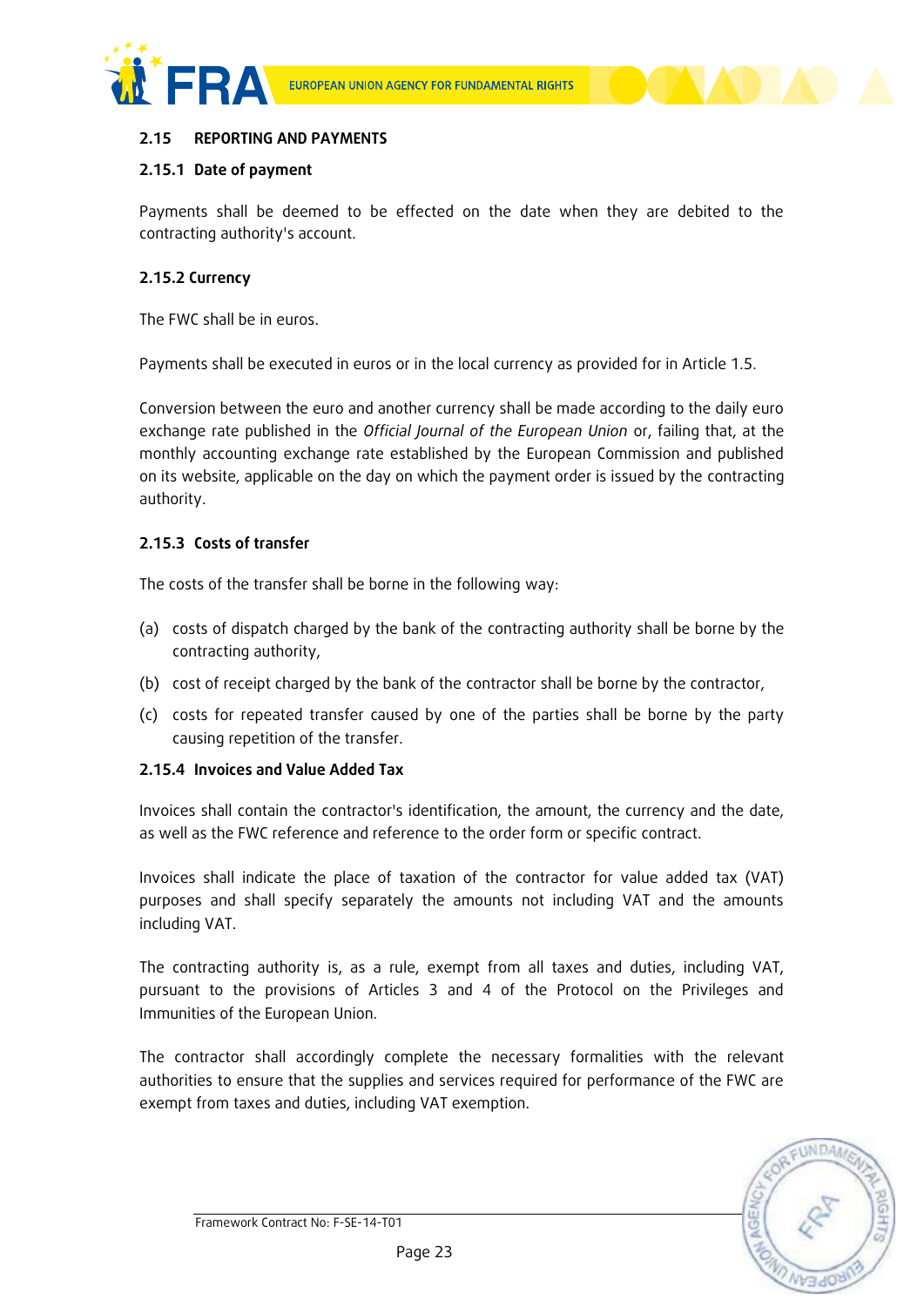## 2.15 REPORTING AND PAYMENTS

### 2.15.1 Date of payment

Payments shall be deemed to be effected on the date when they are debited to the contracting authority's account.

### 2.15.2 Currency

The FWC shall be in euros.

Payments shall be executed in euros or in the local currency as provided for in Article 1.5.

Conversion between the euro and another currency shall be made according to the daily euro exchange rate published in the *Official Journal of the European Union* or, failing that, at the monthly accounting exchange rate established by the European Commission and published on its website, applicable on the day on which the payment order is issued by the contracting authority.

### 2.15.3 Costs of transfer

The costs of the transfer shall be borne in the following way:

(a) costs of dispatch charged by the bank of the contracting authority shall be borne by the contracting authority,

(b) cost of receipt charged by the bank of the contractor shall be borne by the contractor,

(c) costs for repeated transfer caused by one of the parties shall be borne by the party causing repetition of the transfer.

### 2.15.4 Invoices and Value Added Tax

Invoices shall contain the contractor's identification, the amount, the currency and the date, as well as the FWC reference and reference to the order form or specific contract.

Invoices shall indicate the place of taxation of the contractor for value added tax (VAT) purposes and shall specify separately the amounts not including VAT and the amounts including VAT.

The contracting authority is, as a rule, exempt from all taxes and duties, including VAT, pursuant to the provisions of Articles 3 and 4 of the Protocol on the Privileges and Immunities of the European Union.

The contractor shall accordingly complete the necessary formalities with the relevant authorities to ensure that the supplies and services required for performance of the FWC are exempt from taxes and duties, including VAT exemption.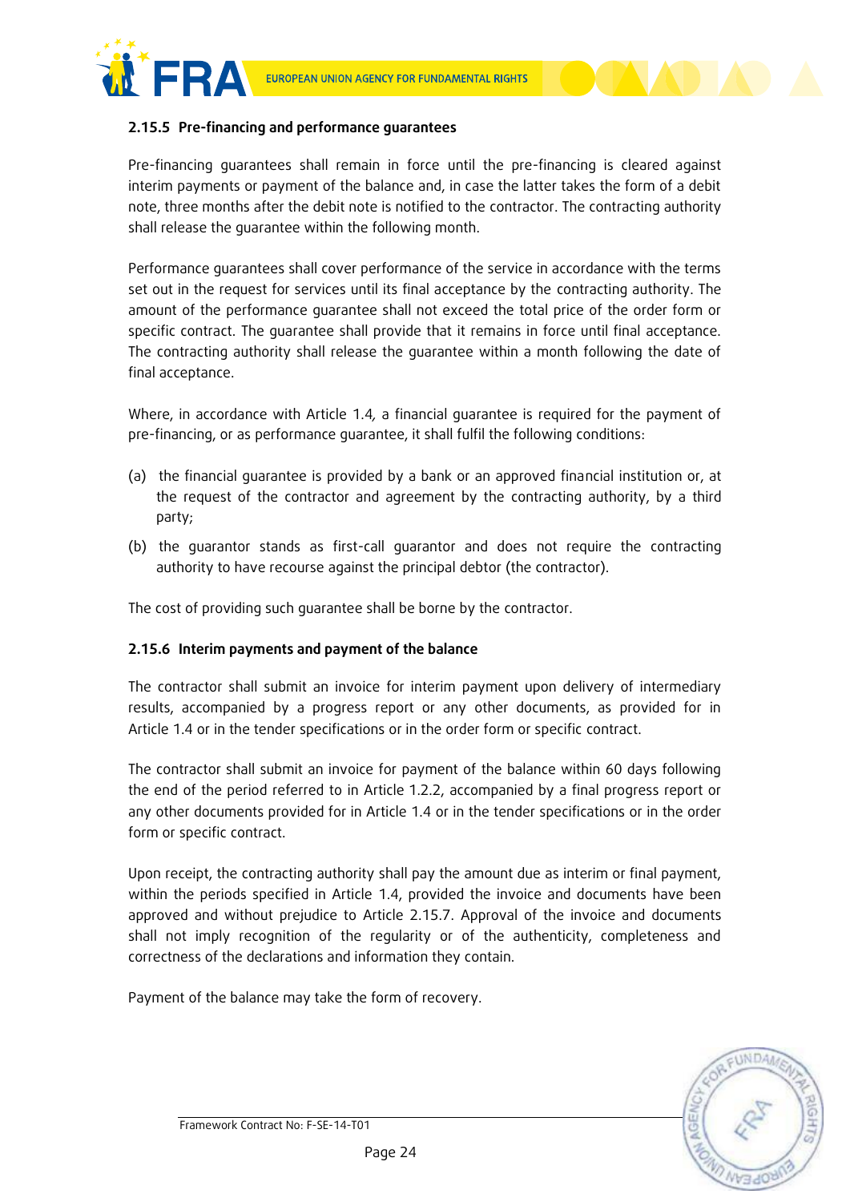#### 2.15.5 Pre-financing and performance guarantees

Pre-financing guarantees shall remain in force until the pre-financing is cleared against interim payments or payment of the balance and, in case the latter takes the form of a debit note, three months after the debit note is notified to the contractor. The contracting authority shall release the guarantee within the following month.

Performance guarantees shall cover performance of the service in accordance with the terms set out in the request for services until its final acceptance by the contracting authority. The amount of the performance guarantee shall not exceed the total price of the order form or specific contract. The guarantee shall provide that it remains in force until final acceptance. The contracting authority shall release the guarantee within a month following the date of final acceptance.

Where, in accordance with Article 1.4, a financial guarantee is required for the payment of pre-financing, or as performance guarantee, it shall fulfil the following conditions:

(a) the financial guarantee is provided by a bank or an approved financial institution or, at the request of the contractor and agreement by the contracting authority, by a third party;

(b) the guarantor stands as first-call guarantor and does not require the contracting authority to have recourse against the principal debtor (the contractor).

The cost of providing such guarantee shall be borne by the contractor.

#### 2.15.6 Interim payments and payment of the balance

The contractor shall submit an invoice for interim payment upon delivery of intermediary results, accompanied by a progress report or any other documents, as provided for in Article 1.4 or in the tender specifications or in the order form or specific contract.

The contractor shall submit an invoice for payment of the balance within 60 days following the end of the period referred to in Article 1.2.2, accompanied by a final progress report or any other documents provided for in Article 1.4 or in the tender specifications or in the order form or specific contract.

Upon receipt, the contracting authority shall pay the amount due as interim or final payment, within the periods specified in Article 1.4, provided the invoice and documents have been approved and without prejudice to Article 2.15.7. Approval of the invoice and documents shall not imply recognition of the regularity or of the authenticity, completeness and correctness of the declarations and information they contain.

Payment of the balance may take the form of recovery.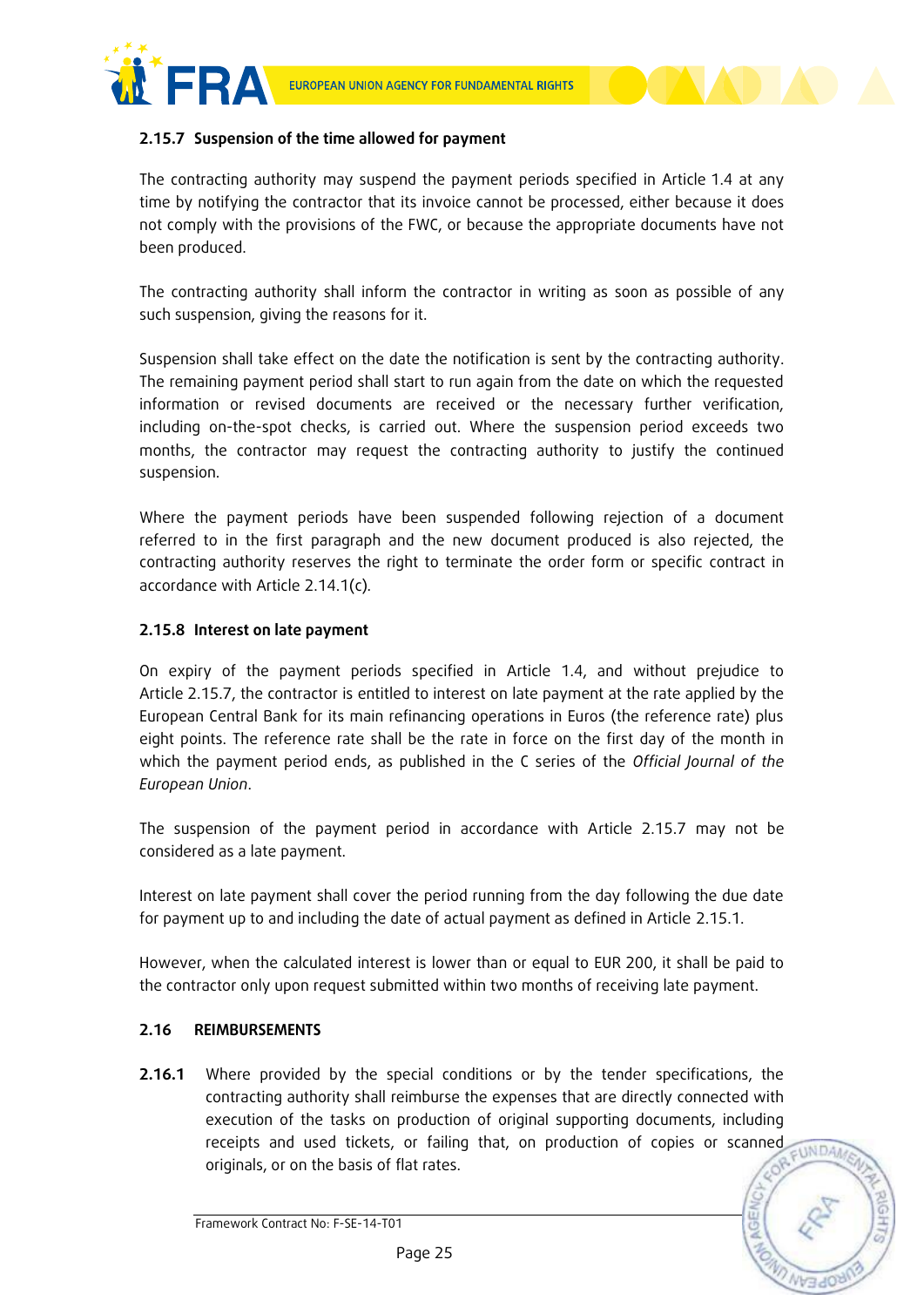### 2.15.7 Suspension of the time allowed for payment

The contracting authority may suspend the payment periods specified in Article 1.4 at any time by notifying the contractor that its invoice cannot be processed, either because it does not comply with the provisions of the FWC, or because the appropriate documents have not been produced.

The contracting authority shall inform the contractor in writing as soon as possible of any such suspension, giving the reasons for it.

Suspension shall take effect on the date the notification is sent by the contracting authority. The remaining payment period shall start to run again from the date on which the requested information or revised documents are received or the necessary further verification, including on-the-spot checks, is carried out. Where the suspension period exceeds two months, the contractor may request the contracting authority to justify the continued suspension.

Where the payment periods have been suspended following rejection of a document referred to in the first paragraph and the new document produced is also rejected, the contracting authority reserves the right to terminate the order form or specific contract in accordance with Article 2.14.1(c).

### 2.15.8 Interest on late payment

On expiry of the payment periods specified in Article 1.4, and without prejudice to Article 2.15.7, the contractor is entitled to interest on late payment at the rate applied by the European Central Bank for its main refinancing operations in Euros (the reference rate) plus eight points. The reference rate shall be the rate in force on the first day of the month in which the payment period ends, as published in the C series of the *Official Journal of the European Union*.

The suspension of the payment period in accordance with Article 2.15.7 may not be considered as a late payment.

Interest on late payment shall cover the period running from the day following the due date for payment up to and including the date of actual payment as defined in Article 2.15.1.

However, when the calculated interest is lower than or equal to EUR 200, it shall be paid to the contractor only upon request submitted within two months of receiving late payment.

## 2.16 REIMBURSEMENTS

**2.16.1** Where provided by the special conditions or by the tender specifications, the contracting authority shall reimburse the expenses that are directly connected with execution of the tasks on production of original supporting documents, including receipts and used tickets, or failing that, on production of copies or scanned originals, or on the basis of flat rates.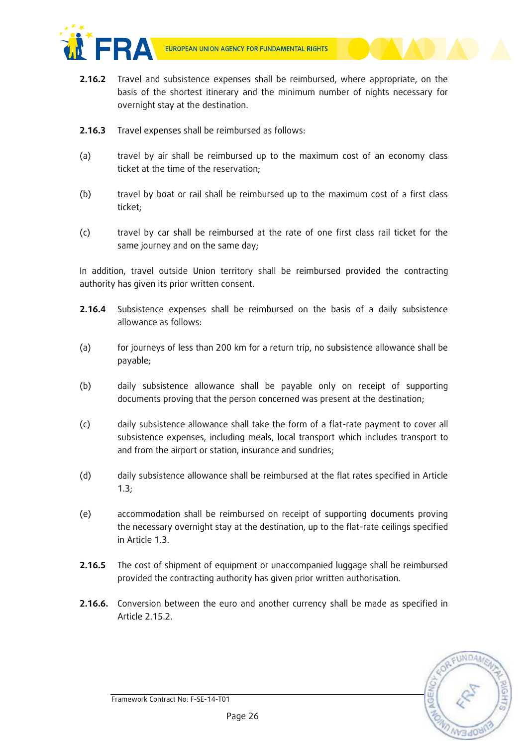**2.16.2** Travel and subsistence expenses shall be reimbursed, where appropriate, on the basis of the shortest itinerary and the minimum number of nights necessary for overnight stay at the destination.

**2.16.3** Travel expenses shall be reimbursed as follows:

(a) travel by air shall be reimbursed up to the maximum cost of an economy class ticket at the time of the reservation;

(b) travel by boat or rail shall be reimbursed up to the maximum cost of a first class ticket;

(c) travel by car shall be reimbursed at the rate of one first class rail ticket for the same journey and on the same day;

In addition, travel outside Union territory shall be reimbursed provided the contracting authority has given its prior written consent.

**2.16.4** Subsistence expenses shall be reimbursed on the basis of a daily subsistence allowance as follows:

(a) for journeys of less than 200 km for a return trip, no subsistence allowance shall be payable;

(b) daily subsistence allowance shall be payable only on receipt of supporting documents proving that the person concerned was present at the destination;

(c) daily subsistence allowance shall take the form of a flat-rate payment to cover all subsistence expenses, including meals, local transport which includes transport to and from the airport or station, insurance and sundries;

(d) daily subsistence allowance shall be reimbursed at the flat rates specified in Article 1.3;

(e) accommodation shall be reimbursed on receipt of supporting documents proving the necessary overnight stay at the destination, up to the flat-rate ceilings specified in Article 1.3.

**2.16.5** The cost of shipment of equipment or unaccompanied luggage shall be reimbursed provided the contracting authority has given prior written authorisation.

**2.16.6.** Conversion between the euro and another currency shall be made as specified in Article 2.15.2.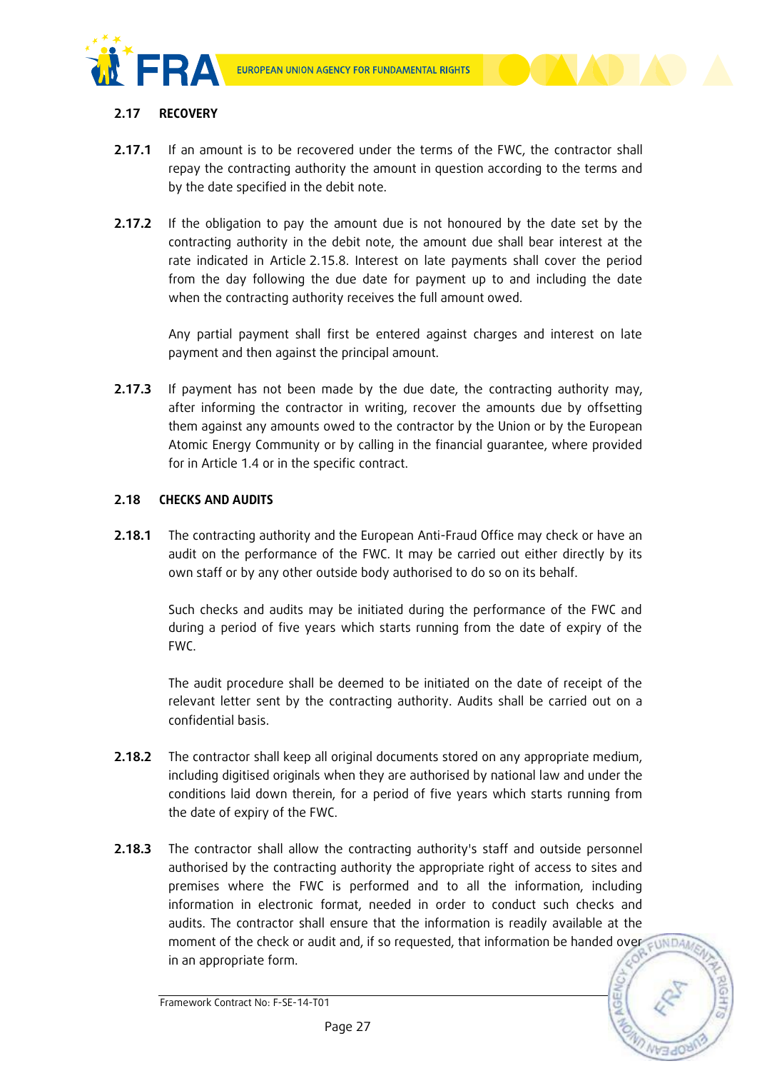### 2.17 RECOVERY

**2.17.1** If an amount is to be recovered under the terms of the FWC, the contractor shall repay the contracting authority the amount in question according to the terms and by the date specified in the debit note.

**2.17.2** If the obligation to pay the amount due is not honoured by the date set by the contracting authority in the debit note, the amount due shall bear interest at the rate indicated in Article 2.15.8. Interest on late payments shall cover the period from the day following the due date for payment up to and including the date when the contracting authority receives the full amount owed.

Any partial payment shall first be entered against charges and interest on late payment and then against the principal amount.

**2.17.3** If payment has not been made by the due date, the contracting authority may, after informing the contractor in writing, recover the amounts due by offsetting them against any amounts owed to the contractor by the Union or by the European Atomic Energy Community or by calling in the financial guarantee, where provided for in Article 1.4 or in the specific contract.

### 2.18 CHECKS AND AUDITS

**2.18.1** The contracting authority and the European Anti-Fraud Office may check or have an audit on the performance of the FWC. It may be carried out either directly by its own staff or by any other outside body authorised to do so on its behalf.

Such checks and audits may be initiated during the performance of the FWC and during a period of five years which starts running from the date of expiry of the FWC.

The audit procedure shall be deemed to be initiated on the date of receipt of the relevant letter sent by the contracting authority. Audits shall be carried out on a confidential basis.

**2.18.2** The contractor shall keep all original documents stored on any appropriate medium, including digitised originals when they are authorised by national law and under the conditions laid down therein, for a period of five years which starts running from the date of expiry of the FWC.

**2.18.3** The contractor shall allow the contracting authority's staff and outside personnel authorised by the contracting authority the appropriate right of access to sites and premises where the FWC is performed and to all the information, including information in electronic format, needed in order to conduct such checks and audits. The contractor shall ensure that the information is readily available at the moment of the check or audit and, if so requested, that information be handed over in an appropriate form.

Framework Contract No: F-SE-14-T01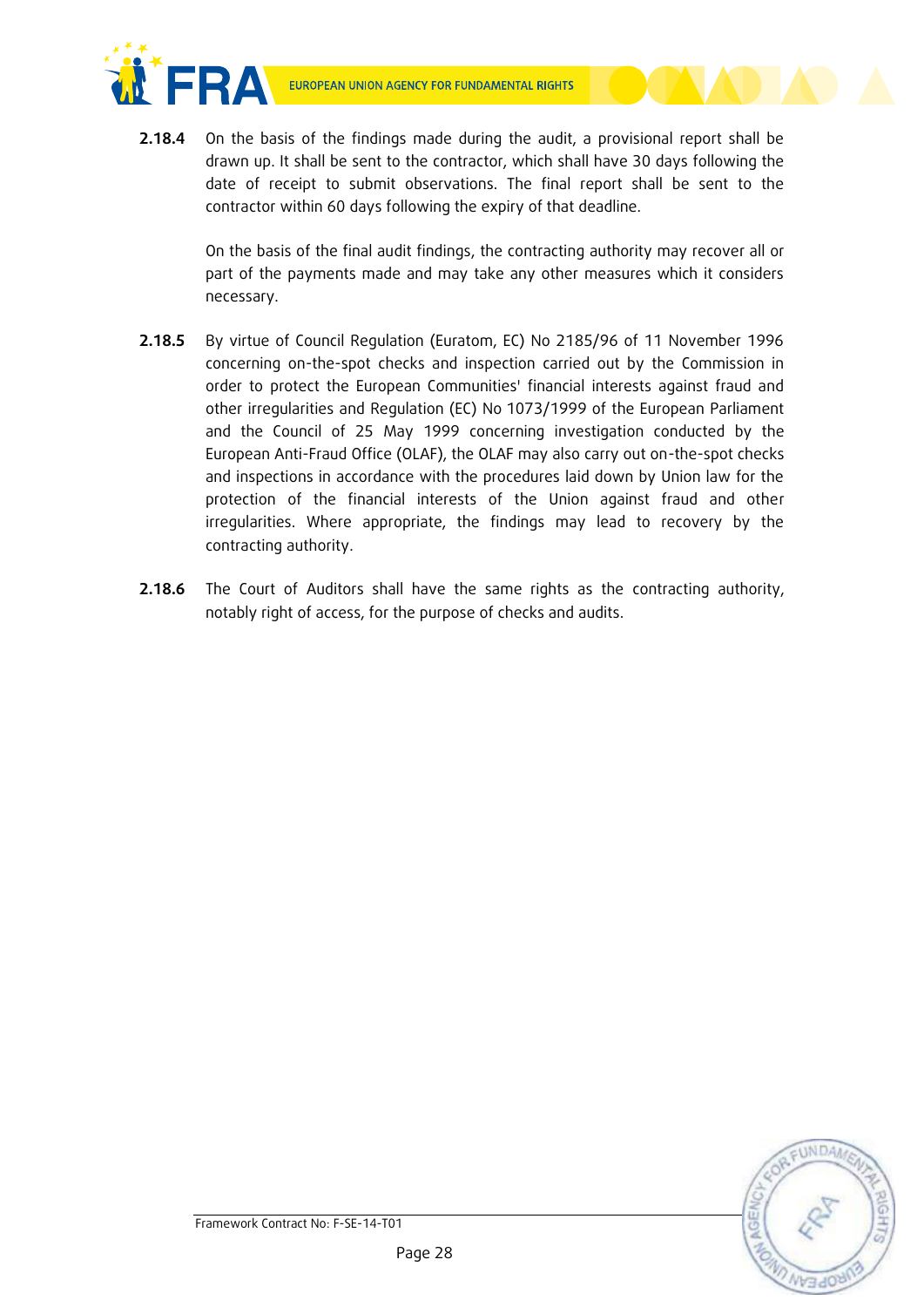**2.18.4** On the basis of the findings made during the audit, a provisional report shall be drawn up. It shall be sent to the contractor, which shall have 30 days following the date of receipt to submit observations. The final report shall be sent to the contractor within 60 days following the expiry of that deadline.

On the basis of the final audit findings, the contracting authority may recover all or part of the payments made and may take any other measures which it considers necessary.

**2.18.5** By virtue of Council Regulation (Euratom, EC) No 2185/96 of 11 November 1996 concerning on-the-spot checks and inspection carried out by the Commission in order to protect the European Communities' financial interests against fraud and other irregularities and Regulation (EC) No 1073/1999 of the European Parliament and the Council of 25 May 1999 concerning investigation conducted by the European Anti-Fraud Office (OLAF), the OLAF may also carry out on-the-spot checks and inspections in accordance with the procedures laid down by Union law for the protection of the financial interests of the Union against fraud and other irregularities. Where appropriate, the findings may lead to recovery by the contracting authority.

**2.18.6** The Court of Auditors shall have the same rights as the contracting authority, notably right of access, for the purpose of checks and audits.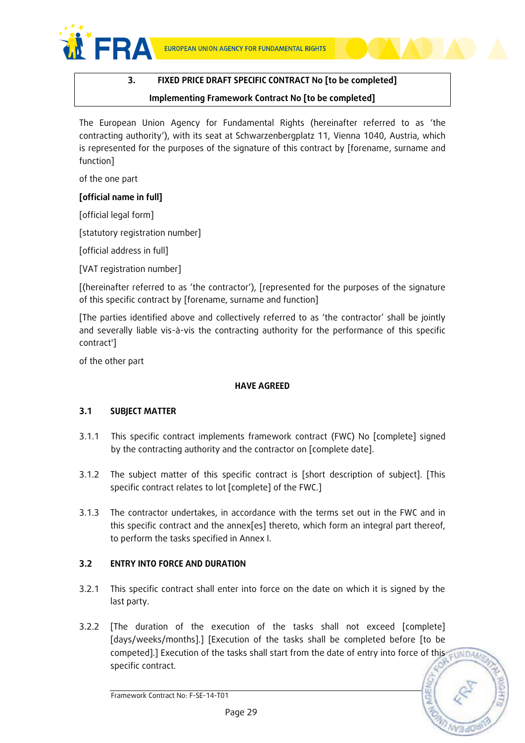**3. FIXED PRICE DRAFT SPECIFIC CONTRACT No [to be completed]**

**Implementing Framework Contract No [to be completed]**

The European Union Agency for Fundamental Rights (hereinafter referred to as 'the contracting authority'), with its seat at Schwarzenbergplatz 11, Vienna 1040, Austria, which is represented for the purposes of the signature of this contract by [forename, surname and function]

of the one part

**[official name in full]**

[official legal form]

[statutory registration number]

[official address in full]

[VAT registration number]

[(hereinafter referred to as 'the contractor'), [represented for the purposes of the signature of this specific contract by [forename, surname and function]

[The parties identified above and collectively referred to as 'the contractor' shall be jointly and severally liable vis-à-vis the contracting authority for the performance of this specific contract']

of the other part

**HAVE AGREED**

## 3.1 SUBJECT MATTER

3.1.1 This specific contract implements framework contract (FWC) No [complete] signed by the contracting authority and the contractor on [complete date].

3.1.2 The subject matter of this specific contract is [short description of subject]. [This specific contract relates to lot [complete] of the FWC.]

3.1.3 The contractor undertakes, in accordance with the terms set out in the FWC and in this specific contract and the annex[es] thereto, which form an integral part thereof, to perform the tasks specified in Annex I.

## 3.2 ENTRY INTO FORCE AND DURATION

3.2.1 This specific contract shall enter into force on the date on which it is signed by the last party.

3.2.2 [The duration of the execution of the tasks shall not exceed [complete] [days/weeks/months].] [Execution of the tasks shall be completed before [to be competed].] Execution of the tasks shall start from the date of entry into force of this specific contract.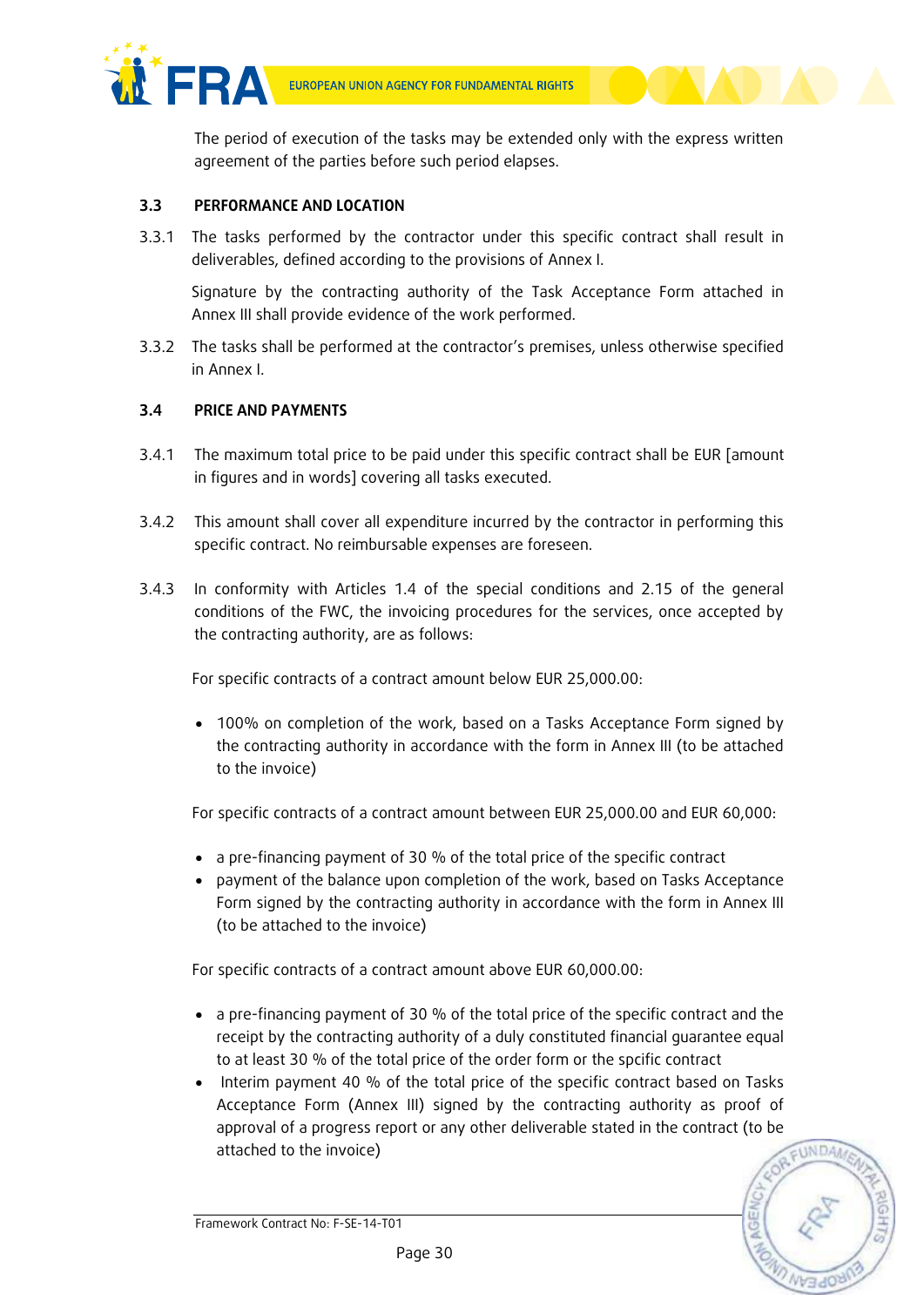The period of execution of the tasks may be extended only with the express written agreement of the parties before such period elapses.

### 3.3 PERFORMANCE AND LOCATION

3.3.1 The tasks performed by the contractor under this specific contract shall result in deliverables, defined according to the provisions of Annex I.

Signature by the contracting authority of the Task Acceptance Form attached in Annex III shall provide evidence of the work performed.

3.3.2 The tasks shall be performed at the contractor's premises, unless otherwise specified in Annex I.

### 3.4 PRICE AND PAYMENTS

3.4.1 The maximum total price to be paid under this specific contract shall be EUR [amount in figures and in words] covering all tasks executed.

3.4.2 This amount shall cover all expenditure incurred by the contractor in performing this specific contract. No reimbursable expenses are foreseen.

3.4.3 In conformity with Articles 1.4 of the special conditions and 2.15 of the general conditions of the FWC, the invoicing procedures for the services, once accepted by the contracting authority, are as follows:

For specific contracts of a contract amount below EUR 25,000.00:

- 100% on completion of the work, based on a Tasks Acceptance Form signed by the contracting authority in accordance with the form in Annex III (to be attached to the invoice)

For specific contracts of a contract amount between EUR 25,000.00 and EUR 60,000:

- a pre-financing payment of 30 % of the total price of the specific contract
- payment of the balance upon completion of the work, based on Tasks Acceptance Form signed by the contracting authority in accordance with the form in Annex III (to be attached to the invoice)

For specific contracts of a contract amount above EUR 60,000.00:

- a pre-financing payment of 30 % of the total price of the specific contract and the receipt by the contracting authority of a duly constituted financial guarantee equal to at least 30 % of the total price of the order form or the spcific contract
- Interim payment 40 % of the total price of the specific contract based on Tasks Acceptance Form (Annex III) signed by the contracting authority as proof of approval of a progress report or any other deliverable stated in the contract (to be attached to the invoice)

Framework Contract No: F-SE-14-T01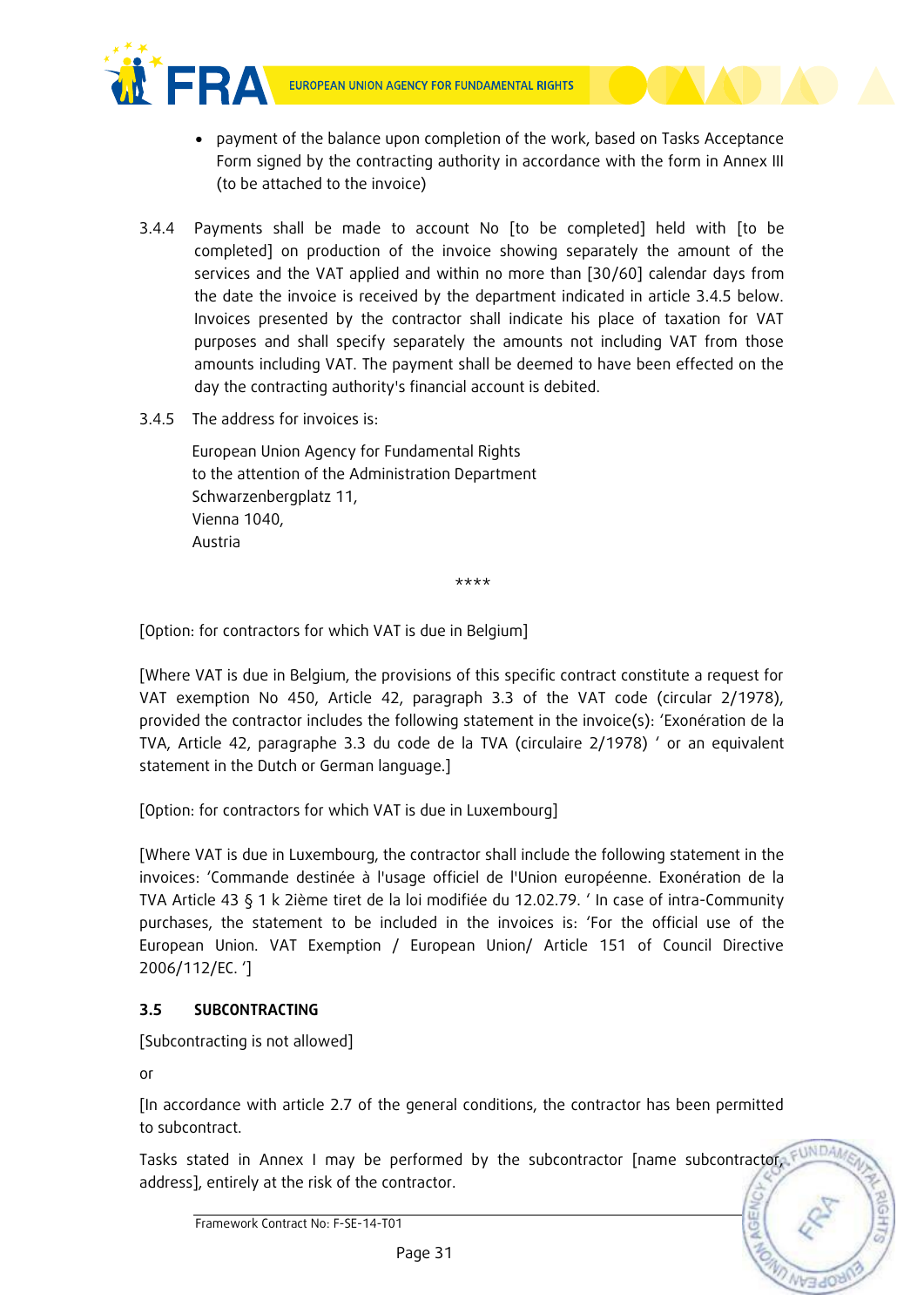- payment of the balance upon completion of the work, based on Tasks Acceptance Form signed by the contracting authority in accordance with the form in Annex III (to be attached to the invoice)

3.4.4 Payments shall be made to account No [to be completed] held with [to be completed] on production of the invoice showing separately the amount of the services and the VAT applied and within no more than [30/60] calendar days from the date the invoice is received by the department indicated in article 3.4.5 below. Invoices presented by the contractor shall indicate his place of taxation for VAT purposes and shall specify separately the amounts not including VAT from those amounts including VAT. The payment shall be deemed to have been effected on the day the contracting authority's financial account is debited.

3.4.5 The address for invoices is:

European Union Agency for Fundamental Rights
to the attention of the Administration Department
Schwarzenbergplatz 11,
Vienna 1040,
Austria

****

[Option: for contractors for which VAT is due in Belgium]

[Where VAT is due in Belgium, the provisions of this specific contract constitute a request for VAT exemption No 450, Article 42, paragraph 3.3 of the VAT code (circular 2/1978), provided the contractor includes the following statement in the invoice(s): 'Exonération de la TVA, Article 42, paragraphe 3.3 du code de la TVA (circulaire 2/1978) ' or an equivalent statement in the Dutch or German language.]

[Option: for contractors for which VAT is due in Luxembourg]

[Where VAT is due in Luxembourg, the contractor shall include the following statement in the invoices: 'Commande destinée à l'usage officiel de l'Union européenne. Exonération de la TVA Article 43 § 1 k 2ième tiret de la loi modifiée du 12.02.79. ' In case of intra-Community purchases, the statement to be included in the invoices is: 'For the official use of the European Union. VAT Exemption / European Union/ Article 151 of Council Directive 2006/112/EC. ']

### 3.5 SUBCONTRACTING

[Subcontracting is not allowed]

or

[In accordance with article 2.7 of the general conditions, the contractor has been permitted to subcontract.

Tasks stated in Annex I may be performed by the subcontractor [name subcontractor, address], entirely at the risk of the contractor.

Framework Contract No: F-SE-14-T01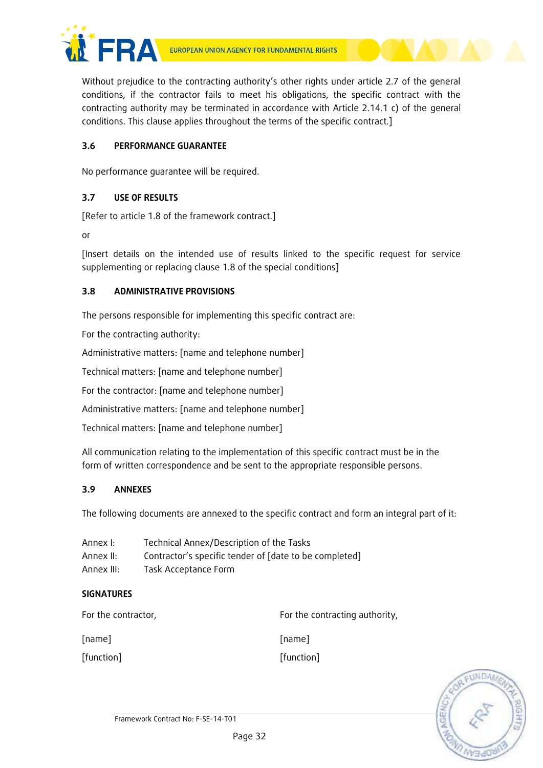Without prejudice to the contracting authority's other rights under article 2.7 of the general conditions, if the contractor fails to meet his obligations, the specific contract with the contracting authority may be terminated in accordance with Article 2.14.1 c) of the general conditions. This clause applies throughout the terms of the specific contract.]

### 3.6 PERFORMANCE GUARANTEE

No performance guarantee will be required.

### 3.7 USE OF RESULTS

[Refer to article 1.8 of the framework contract.]

or

[Insert details on the intended use of results linked to the specific request for service supplementing or replacing clause 1.8 of the special conditions]

### 3.8 ADMINISTRATIVE PROVISIONS

The persons responsible for implementing this specific contract are:

For the contracting authority:

Administrative matters: [name and telephone number]

Technical matters: [name and telephone number]

For the contractor: [name and telephone number]

Administrative matters: [name and telephone number]

Technical matters: [name and telephone number]

All communication relating to the implementation of this specific contract must be in the form of written correspondence and be sent to the appropriate responsible persons.

### 3.9 ANNEXES

The following documents are annexed to the specific contract and form an integral part of it:

Annex I: Technical Annex/Description of the Tasks
Annex II: Contractor's specific tender of [date to be completed]
Annex III: Task Acceptance Form

**SIGNATURES**

| For the contractor, | For the contracting authority, |
|---|---|
| [name] | [name] |
| [function] | [function] |

Framework Contract No: F-SE-14-T01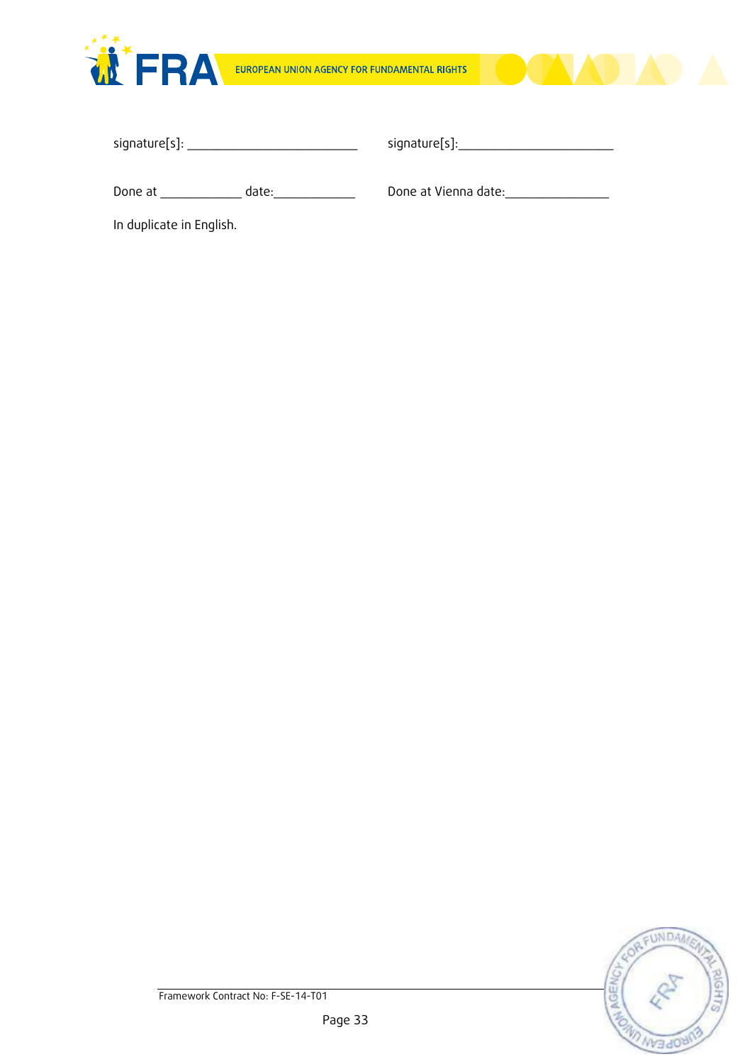signature[s]: _______________________ signature[s]:______________________

Done at ___________ date:___________ Done at Vienna date:______________

In duplicate in English.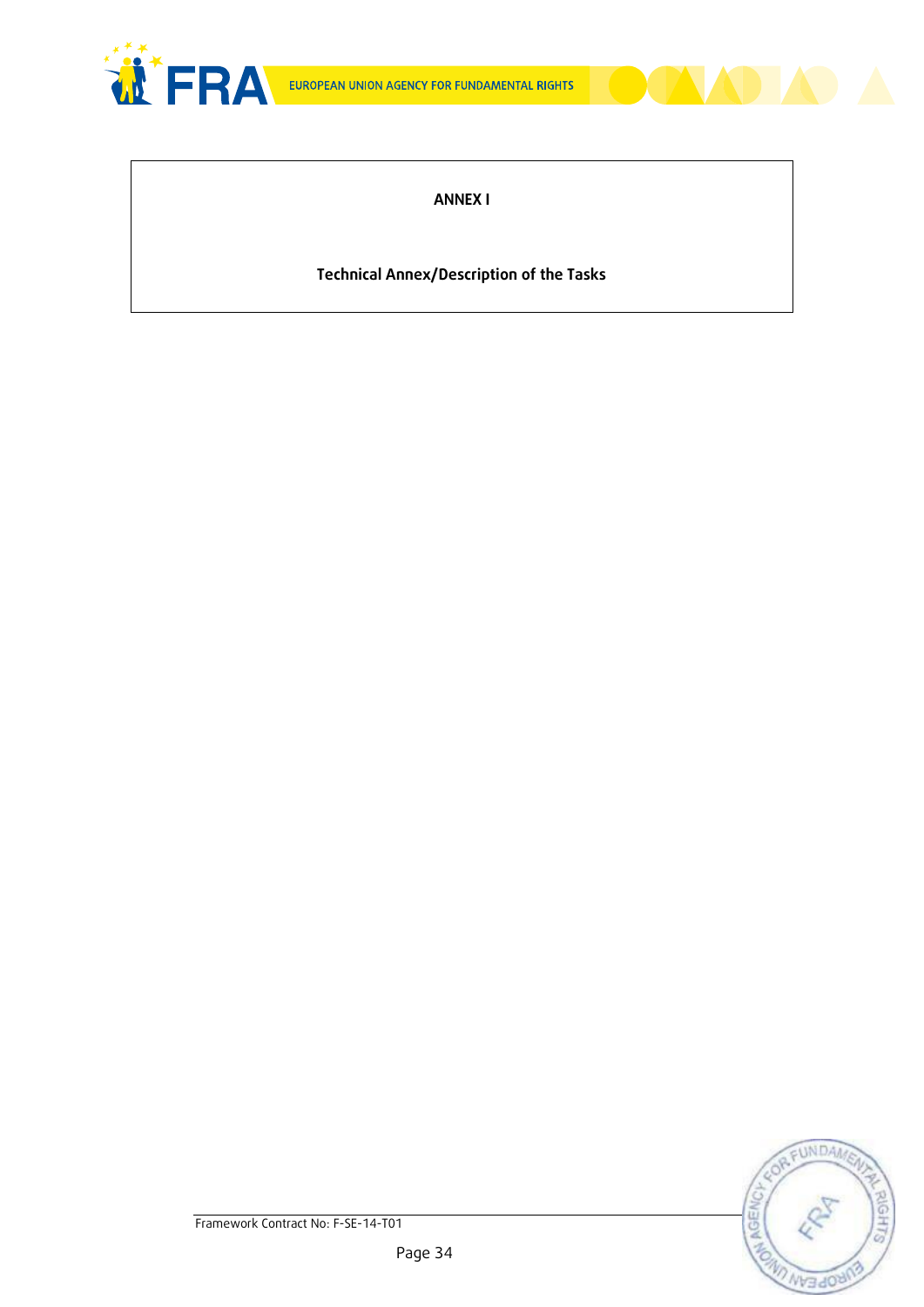# ANNEX I

## Technical Annex/Description of the Tasks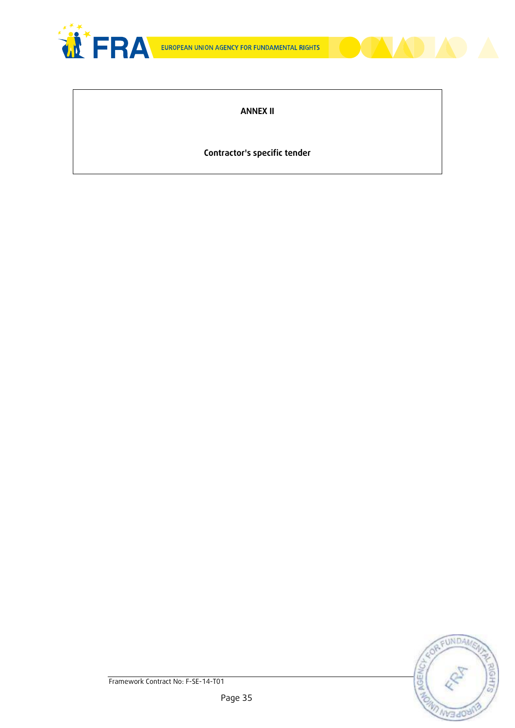# ANNEX II

**Contractor's specific tender**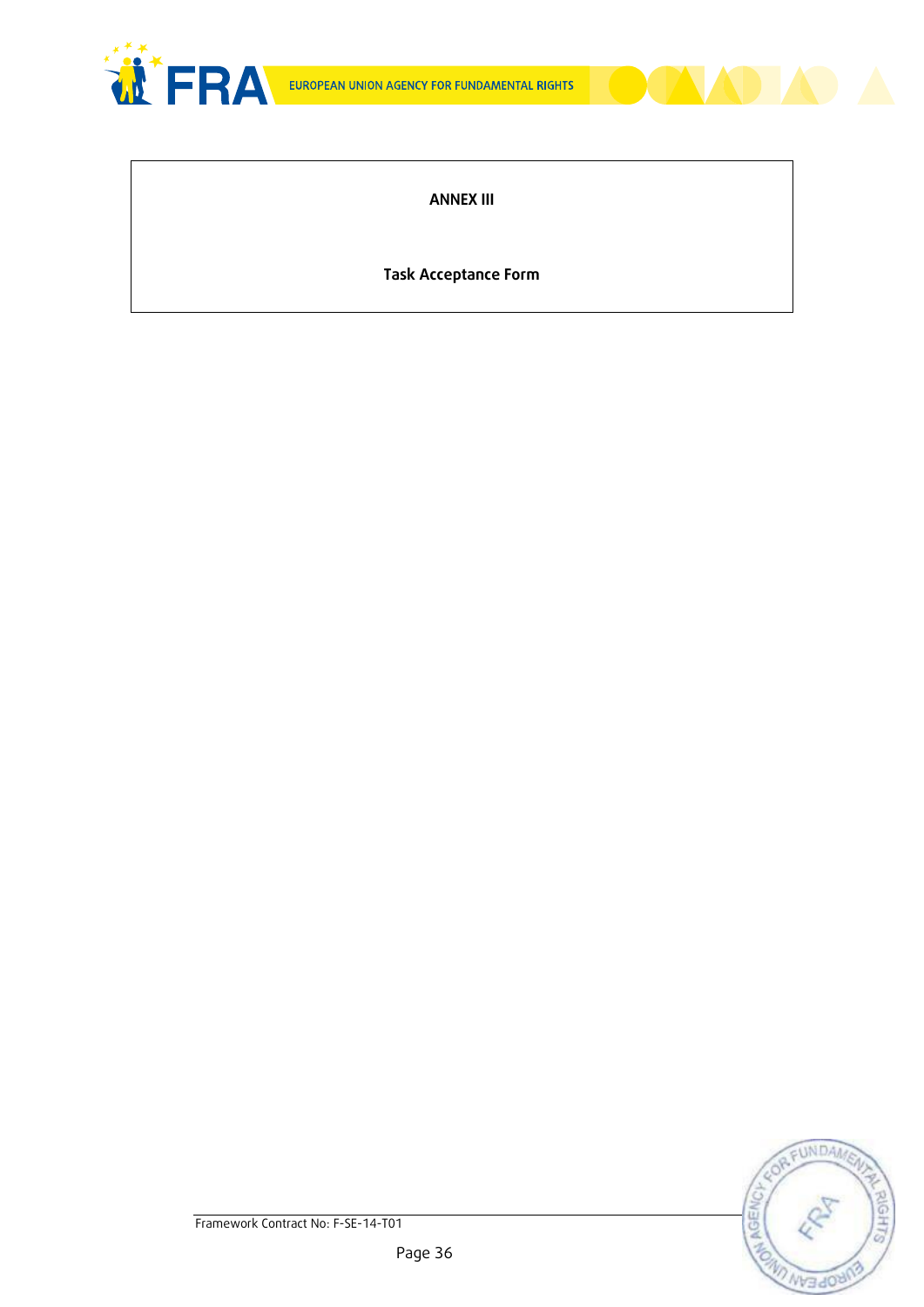**ANNEX III**

**Task Acceptance Form**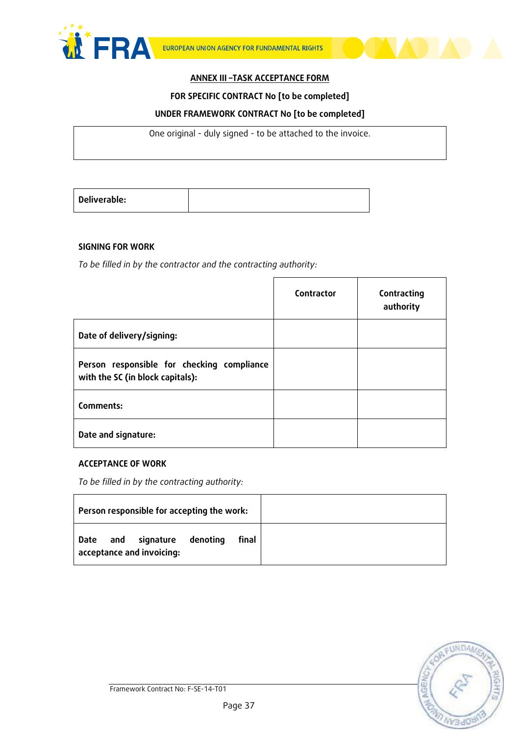## ANNEX III –TASK ACCEPTANCE FORM

**FOR SPECIFIC CONTRACT No [to be completed]**

**UNDER FRAMEWORK CONTRACT No [to be completed]**

| One original - duly signed - to be attached to the invoice. |
|---|

| **Deliverable:** | |
|---|---|

**SIGNING FOR WORK**

*To be filled in by the contractor and the contracting authority:*

| | **Contractor** | **Contracting authority** |
|---|---|---|
| **Date of delivery/signing:** | | |
| **Person responsible for checking compliance with the SC (in block capitals):** | | |
| **Comments:** | | |
| **Date and signature:** | | |

**ACCEPTANCE OF WORK**

*To be filled in by the contracting authority:*

| **Person responsible for accepting the work:** | |
|---|---|
| **Date and signature denoting final acceptance and invoicing:** | |

Framework Contract No: F-SE-14-T01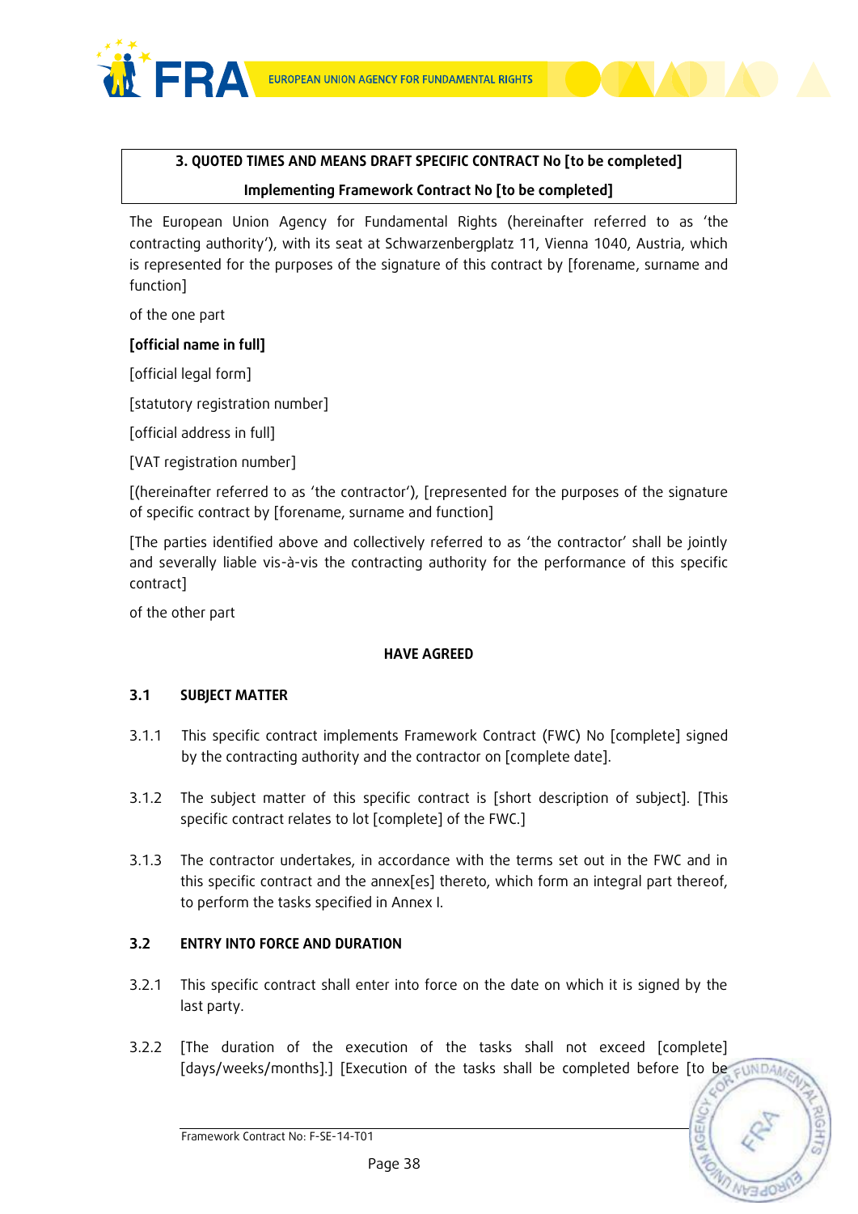**3. QUOTED TIMES AND MEANS DRAFT SPECIFIC CONTRACT No [to be completed]**

**Implementing Framework Contract No [to be completed]**

The European Union Agency for Fundamental Rights (hereinafter referred to as 'the contracting authority'), with its seat at Schwarzenbergplatz 11, Vienna 1040, Austria, which is represented for the purposes of the signature of this contract by [forename, surname and function]

of the one part

**[official name in full]**

[official legal form]

[statutory registration number]

[official address in full]

[VAT registration number]

[(hereinafter referred to as 'the contractor'), [represented for the purposes of the signature of specific contract by [forename, surname and function]

[The parties identified above and collectively referred to as 'the contractor' shall be jointly and severally liable vis-à-vis the contracting authority for the performance of this specific contract]

of the other part

**HAVE AGREED**

### 3.1 SUBJECT MATTER

3.1.1 This specific contract implements Framework Contract (FWC) No [complete] signed by the contracting authority and the contractor on [complete date].

3.1.2 The subject matter of this specific contract is [short description of subject]. [This specific contract relates to lot [complete] of the FWC.]

3.1.3 The contractor undertakes, in accordance with the terms set out in the FWC and in this specific contract and the annex[es] thereto, which form an integral part thereof, to perform the tasks specified in Annex I.

### 3.2 ENTRY INTO FORCE AND DURATION

3.2.1 This specific contract shall enter into force on the date on which it is signed by the last party.

3.2.2 [The duration of the execution of the tasks shall not exceed [complete] [days/weeks/months].] [Execution of the tasks shall be completed before [to be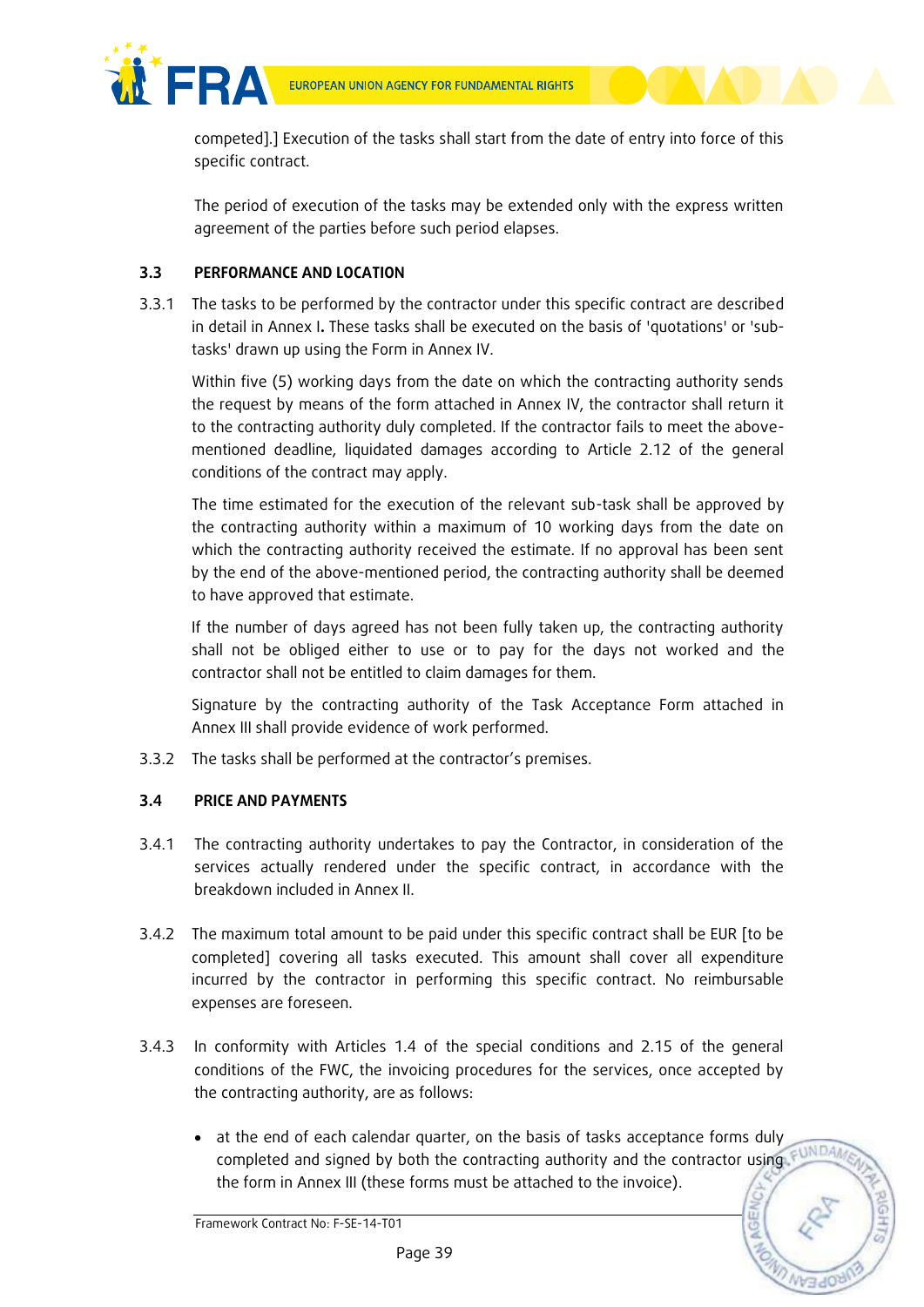competed].] Execution of the tasks shall start from the date of entry into force of this specific contract.

The period of execution of the tasks may be extended only with the express written agreement of the parties before such period elapses.

### 3.3 PERFORMANCE AND LOCATION

3.3.1 The tasks to be performed by the contractor under this specific contract are described in detail in Annex I**.** These tasks shall be executed on the basis of 'quotations' or 'sub-tasks' drawn up using the Form in Annex IV.

Within five (5) working days from the date on which the contracting authority sends the request by means of the form attached in Annex IV, the contractor shall return it to the contracting authority duly completed. If the contractor fails to meet the above-mentioned deadline, liquidated damages according to Article 2.12 of the general conditions of the contract may apply.

The time estimated for the execution of the relevant sub-task shall be approved by the contracting authority within a maximum of 10 working days from the date on which the contracting authority received the estimate. If no approval has been sent by the end of the above-mentioned period, the contracting authority shall be deemed to have approved that estimate.

If the number of days agreed has not been fully taken up, the contracting authority shall not be obliged either to use or to pay for the days not worked and the contractor shall not be entitled to claim damages for them.

Signature by the contracting authority of the Task Acceptance Form attached in Annex III shall provide evidence of work performed.

3.3.2 The tasks shall be performed at the contractor's premises.

### 3.4 PRICE AND PAYMENTS

3.4.1 The contracting authority undertakes to pay the Contractor, in consideration of the services actually rendered under the specific contract, in accordance with the breakdown included in Annex II.

3.4.2 The maximum total amount to be paid under this specific contract shall be EUR [to be completed] covering all tasks executed. This amount shall cover all expenditure incurred by the contractor in performing this specific contract. No reimbursable expenses are foreseen.

3.4.3 In conformity with Articles 1.4 of the special conditions and 2.15 of the general conditions of the FWC, the invoicing procedures for the services, once accepted by the contracting authority, are as follows:

- at the end of each calendar quarter, on the basis of tasks acceptance forms duly completed and signed by both the contracting authority and the contractor using the form in Annex III (these forms must be attached to the invoice).

Framework Contract No: F-SE-14-T01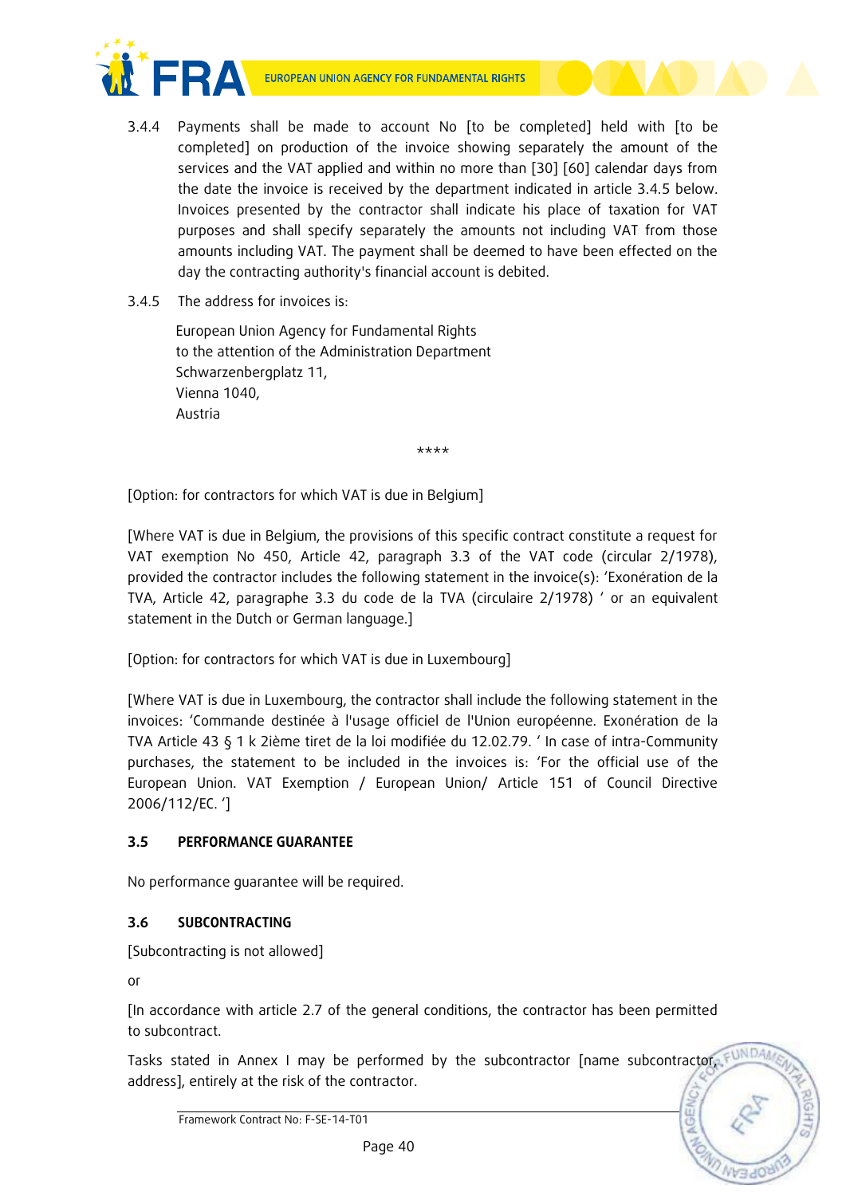3.4.4 Payments shall be made to account No [to be completed] held with [to be completed] on production of the invoice showing separately the amount of the services and the VAT applied and within no more than [30] [60] calendar days from the date the invoice is received by the department indicated in article 3.4.5 below. Invoices presented by the contractor shall indicate his place of taxation for VAT purposes and shall specify separately the amounts not including VAT from those amounts including VAT. The payment shall be deemed to have been effected on the day the contracting authority's financial account is debited.

3.4.5 The address for invoices is:

European Union Agency for Fundamental Rights
to the attention of the Administration Department
Schwarzenbergplatz 11,
Vienna 1040,
Austria

****

[Option: for contractors for which VAT is due in Belgium]

[Where VAT is due in Belgium, the provisions of this specific contract constitute a request for VAT exemption No 450, Article 42, paragraph 3.3 of the VAT code (circular 2/1978), provided the contractor includes the following statement in the invoice(s): 'Exonération de la TVA, Article 42, paragraphe 3.3 du code de la TVA (circulaire 2/1978) ' or an equivalent statement in the Dutch or German language.]

[Option: for contractors for which VAT is due in Luxembourg]

[Where VAT is due in Luxembourg, the contractor shall include the following statement in the invoices: 'Commande destinée à l'usage officiel de l'Union européenne. Exonération de la TVA Article 43 § 1 k 2ième tiret de la loi modifiée du 12.02.79. ' In case of intra-Community purchases, the statement to be included in the invoices is: 'For the official use of the European Union. VAT Exemption / European Union/ Article 151 of Council Directive 2006/112/EC. ']

### 3.5 PERFORMANCE GUARANTEE

No performance guarantee will be required.

### 3.6 SUBCONTRACTING

[Subcontracting is not allowed]

or

[In accordance with article 2.7 of the general conditions, the contractor has been permitted to subcontract.

Tasks stated in Annex I may be performed by the subcontractor [name subcontractor, address], entirely at the risk of the contractor.

Framework Contract No: F-SE-14-T01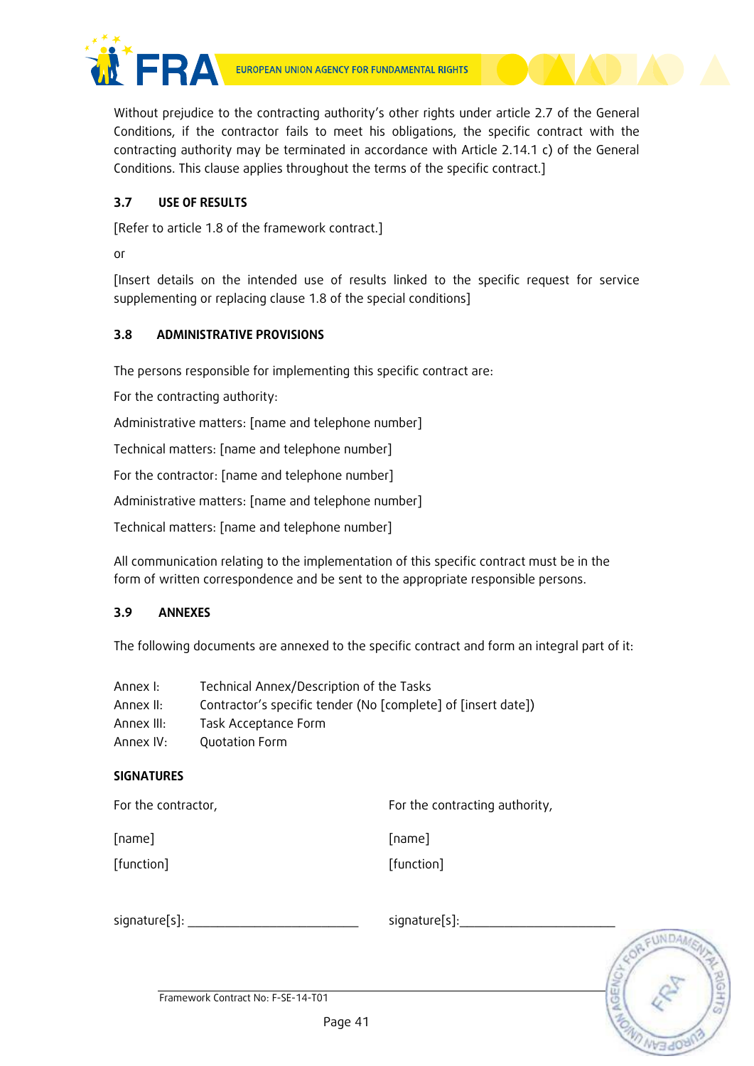Without prejudice to the contracting authority's other rights under article 2.7 of the General Conditions, if the contractor fails to meet his obligations, the specific contract with the contracting authority may be terminated in accordance with Article 2.14.1 c) of the General Conditions. This clause applies throughout the terms of the specific contract.]

### 3.7 USE OF RESULTS

[Refer to article 1.8 of the framework contract.]

or

[Insert details on the intended use of results linked to the specific request for service supplementing or replacing clause 1.8 of the special conditions]

### 3.8 ADMINISTRATIVE PROVISIONS

The persons responsible for implementing this specific contract are:

For the contracting authority:

Administrative matters: [name and telephone number]

Technical matters: [name and telephone number]

For the contractor: [name and telephone number]

Administrative matters: [name and telephone number]

Technical matters: [name and telephone number]

All communication relating to the implementation of this specific contract must be in the form of written correspondence and be sent to the appropriate responsible persons.

### 3.9 ANNEXES

The following documents are annexed to the specific contract and form an integral part of it:

Annex I: Technical Annex/Description of the Tasks
Annex II: Contractor's specific tender (No [complete] of [insert date])
Annex III: Task Acceptance Form
Annex IV: Quotation Form

**SIGNATURES**

| For the contractor, | For the contracting authority, |
|---|---|
| [name] | [name] |
| [function] | [function] |
| signature[s]: _______________________ | signature[s]:_______________________ |

Framework Contract No: F-SE-14-T01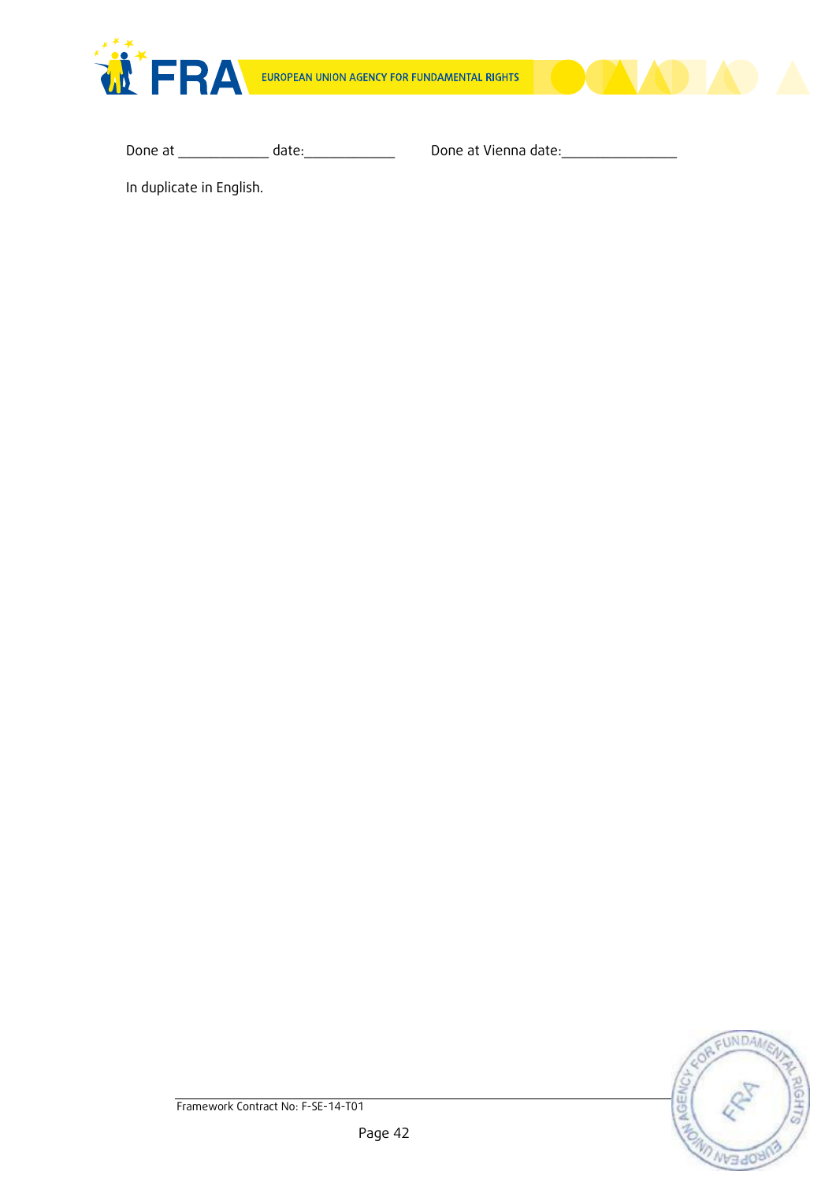Done at ____________ date:____________ Done at Vienna date:_______________

In duplicate in English.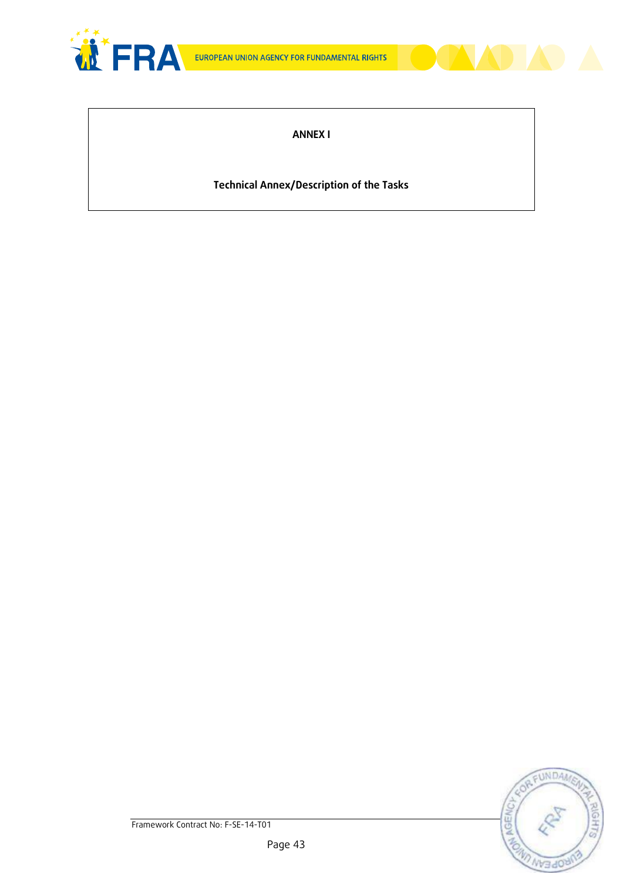**ANNEX I**

**Technical Annex/Description of the Tasks**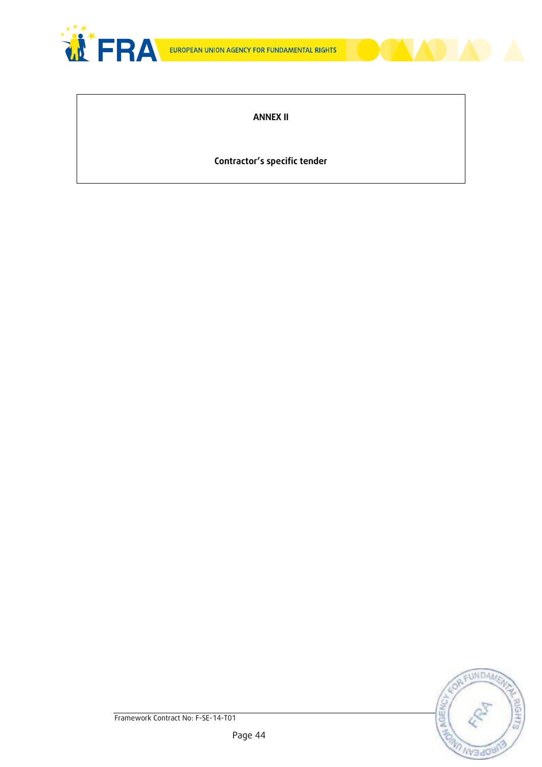**ANNEX II**

**Contractor's specific tender**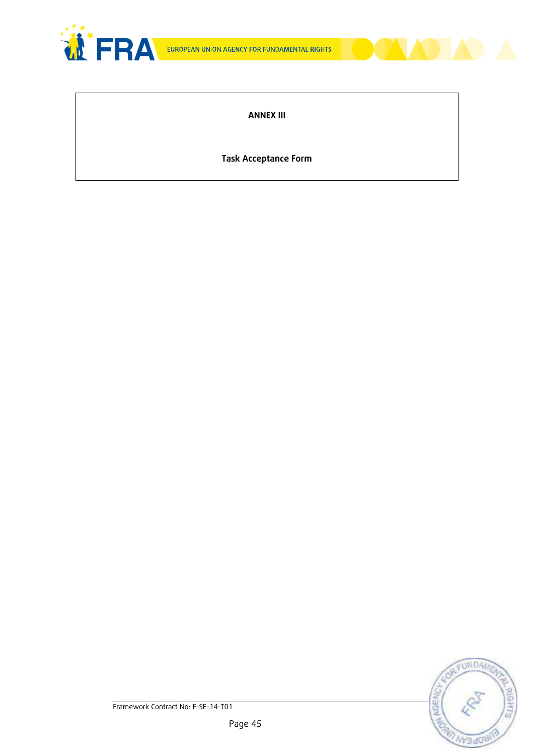**ANNEX III**

**Task Acceptance Form**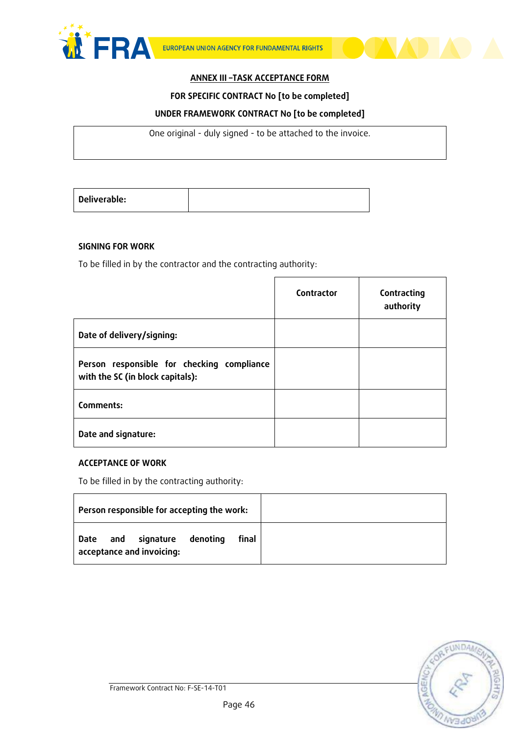## ANNEX III –TASK ACCEPTANCE FORM

**FOR SPECIFIC CONTRACT No [to be completed]**

**UNDER FRAMEWORK CONTRACT No [to be completed]**

| One original - duly signed - to be attached to the invoice. |
|---|

| **Deliverable:** | |
|---|---|

**SIGNING FOR WORK**

To be filled in by the contractor and the contracting authority:

| | **Contractor** | **Contracting authority** |
|---|---|---|
| **Date of delivery/signing:** | | |
| **Person responsible for checking compliance with the SC (in block capitals):** | | |
| **Comments:** | | |
| **Date and signature:** | | |

**ACCEPTANCE OF WORK**

To be filled in by the contracting authority:

| **Person responsible for accepting the work:** | |
|---|---|
| **Date and signature denoting final acceptance and invoicing:** | |

Framework Contract No: F-SE-14-T01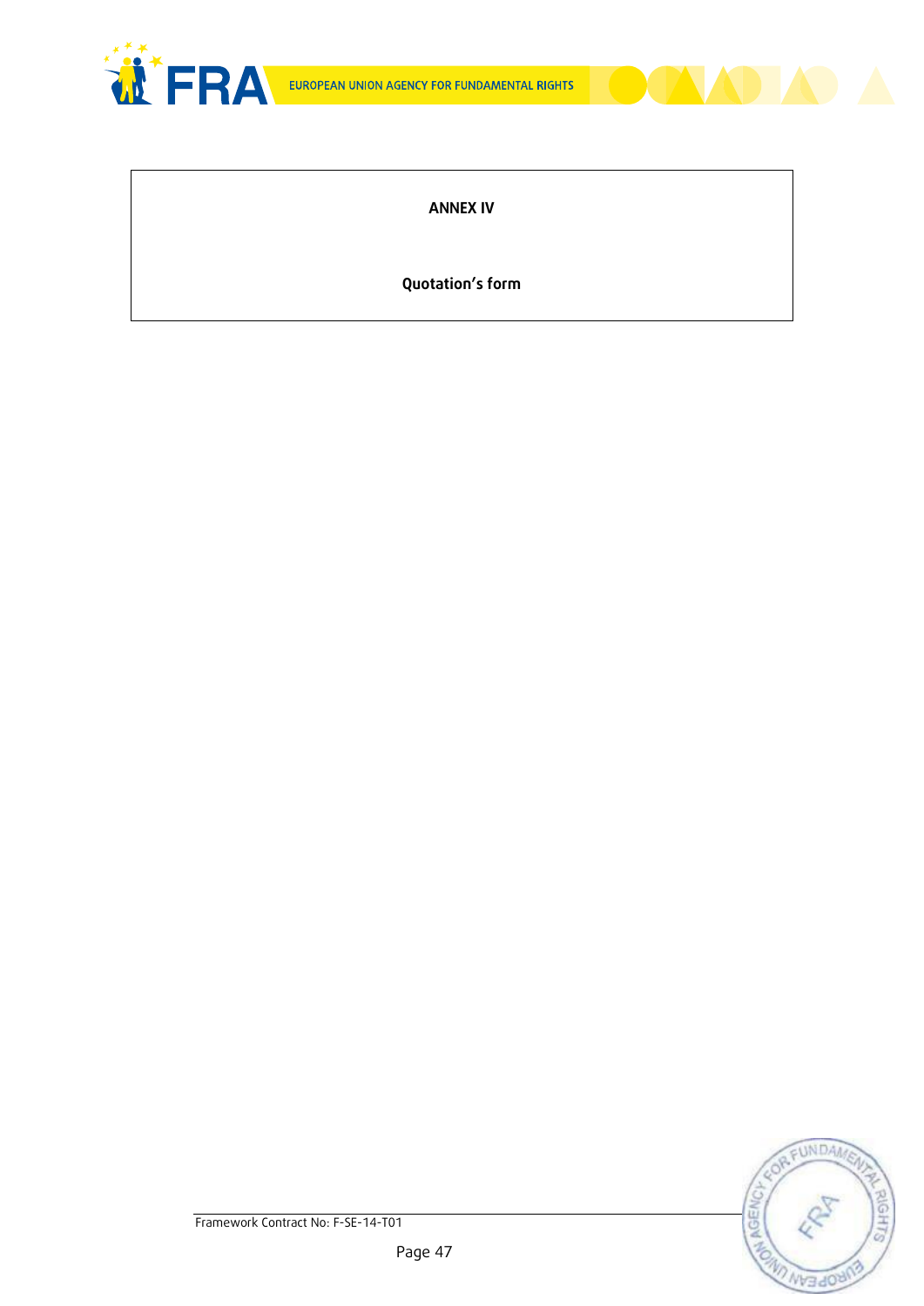**ANNEX IV**

**Quotation's form**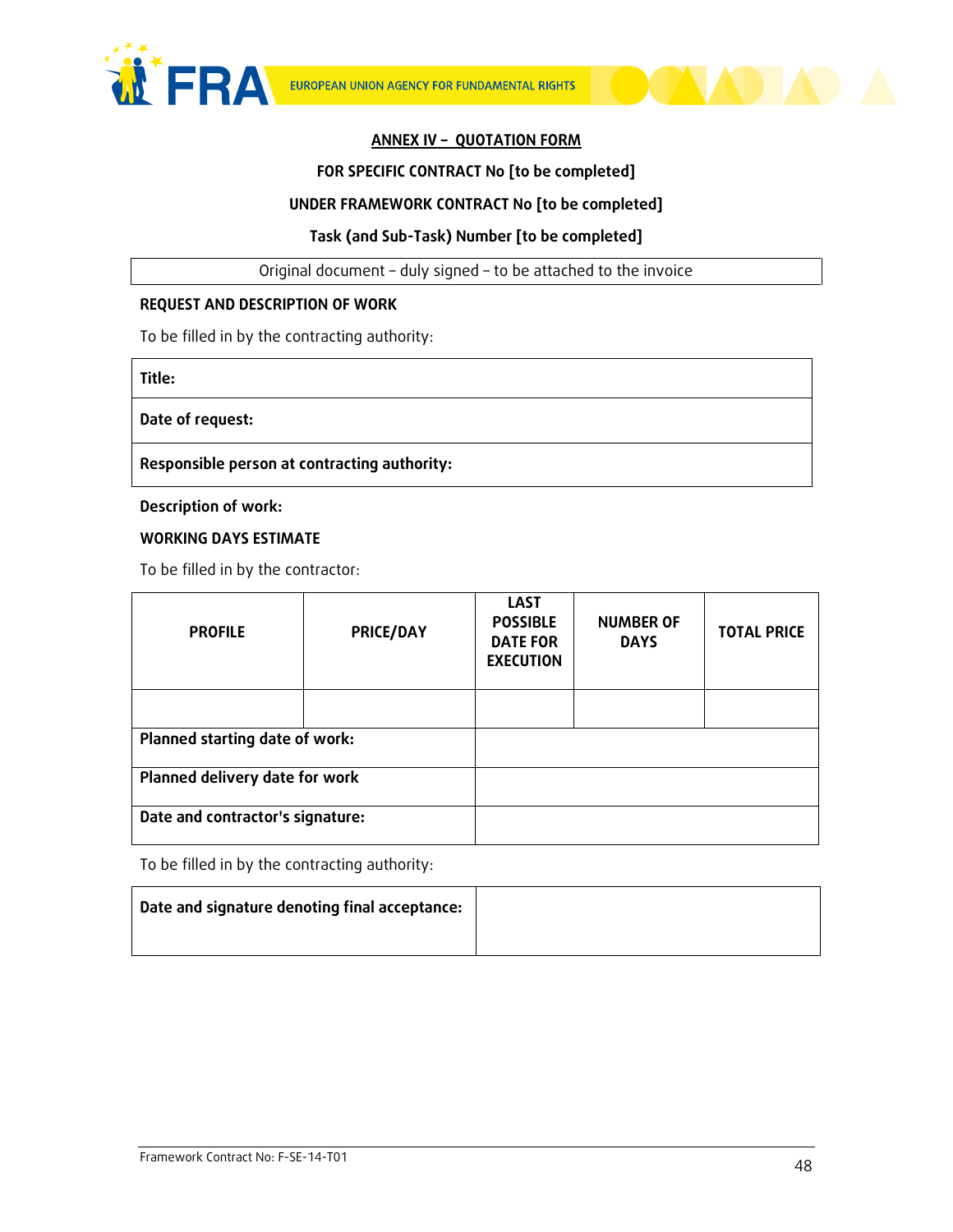## ANNEX IV – QUOTATION FORM

**FOR SPECIFIC CONTRACT No [to be completed]**

**UNDER FRAMEWORK CONTRACT No [to be completed]**

**Task (and Sub-Task) Number [to be completed]**

| Original document – duly signed – to be attached to the invoice |
|---|

**REQUEST AND DESCRIPTION OF WORK**

To be filled in by the contracting authority:

| **Title:** |
|---|
| **Date of request:** |
| **Responsible person at contracting authority:** |

**Description of work:**

**WORKING DAYS ESTIMATE**

To be filled in by the contractor:

| PROFILE | PRICE/DAY | LAST POSSIBLE DATE FOR EXECUTION | NUMBER OF DAYS | TOTAL PRICE |
|---|---|---|---|---|
| | | | | |
| **Planned starting date of work:** | | | | |
| **Planned delivery date for work** | | | | |
| **Date and contractor's signature:** | | | | |

To be filled in by the contracting authority:

| **Date and signature denoting final acceptance:** | |
|---|---|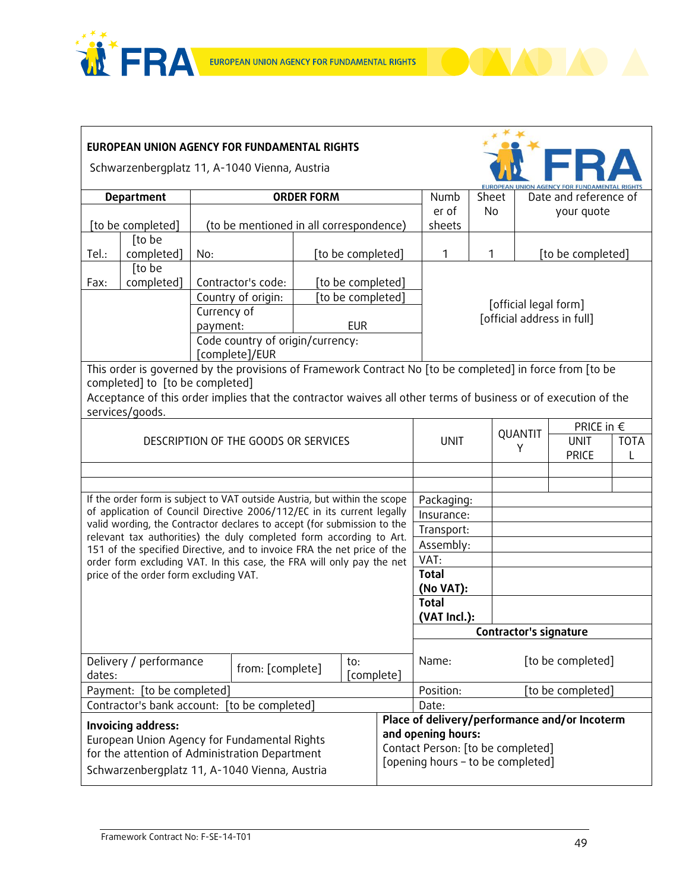**EUROPEAN UNION AGENCY FOR FUNDAMENTAL RIGHTS**

Schwarzenbergplatz 11, A-1040 Vienna, Austria

| Department | ORDER FORM | | Number of sheets | Sheet No | Date and reference of your quote |
|---|---|---|---|---|---|
| [to be completed] | (to be mentioned in all correspondence) | | | | |
| Tel.: [to be completed] | No: | [to be completed] | 1 | 1 | [to be completed] |
| Fax: [to be completed] | Contractor's code: | [to be completed] | [official legal form] [official address in full] | | |
| | Country of origin: | [to be completed] | | | |
| | Currency of payment: | EUR | | | |
| | Code country of origin/currency: [complete]/EUR | | | | |

This order is governed by the provisions of Framework Contract No [to be completed] in force from [to be completed] to [to be completed]

Acceptance of this order implies that the contractor waives all other terms of business or of execution of the services/goods.

| DESCRIPTION OF THE GOODS OR SERVICES | UNIT | QUANTITY | PRICE in € UNIT PRICE | PRICE in € TOTAL |
|---|---|---|---|---|
| | | | | |
| | | | | |

If the order form is subject to VAT outside Austria, but within the scope of application of Council Directive 2006/112/EC in its current legally valid wording, the Contractor declares to accept (for submission to the relevant tax authorities) the duly completed form according to Art. 151 of the specified Directive, and to invoice FRA the net price of the order form excluding VAT. In this case, the FRA will only pay the net price of the order form excluding VAT.

| | |
|---|---|
| Packaging: | |
| Insurance: | |
| Transport: | |
| Assembly: | |
| VAT: | |
| **Total (No VAT):** | |
| **Total (VAT Incl.):** | |

| Delivery / performance dates: | from: [complete] | to: [complete] |
|---|---|---|
| Payment: [to be completed] | | |
| Contractor's bank account: [to be completed] | | |

**Contractor's signature**

| | |
|---|---|
| Name: | [to be completed] |
| Position: | [to be completed] |
| Date: | |

**Invoicing address:**
European Union Agency for Fundamental Rights
for the attention of Administration Department
Schwarzenbergplatz 11, A-1040 Vienna, Austria

**Place of delivery/performance and/or Incoterm and opening hours:**
Contact Person: [to be completed]
[opening hours – to be completed]

Framework Contract No: F-SE-14-T01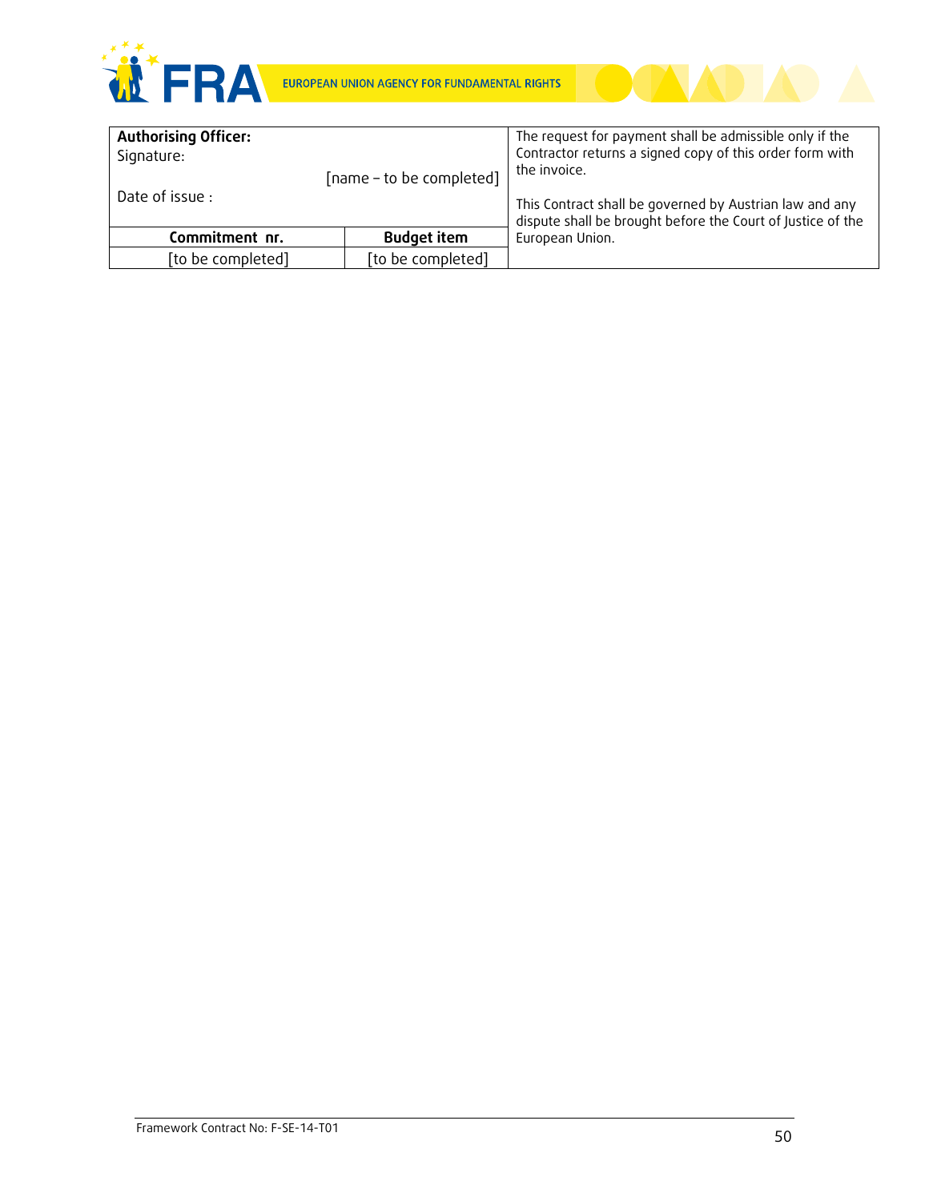| **Authorising Officer:**<br>Signature:<br>[name – to be completed]<br>Date of issue : | | The request for payment shall be admissible only if the Contractor returns a signed copy of this order form with the invoice.<br><br>This Contract shall be governed by Austrian law and any dispute shall be brought before the Court of Justice of the European Union. |
|---|---|---|
| **Commitment nr.** | **Budget item** | |
| [to be completed] | [to be completed] | |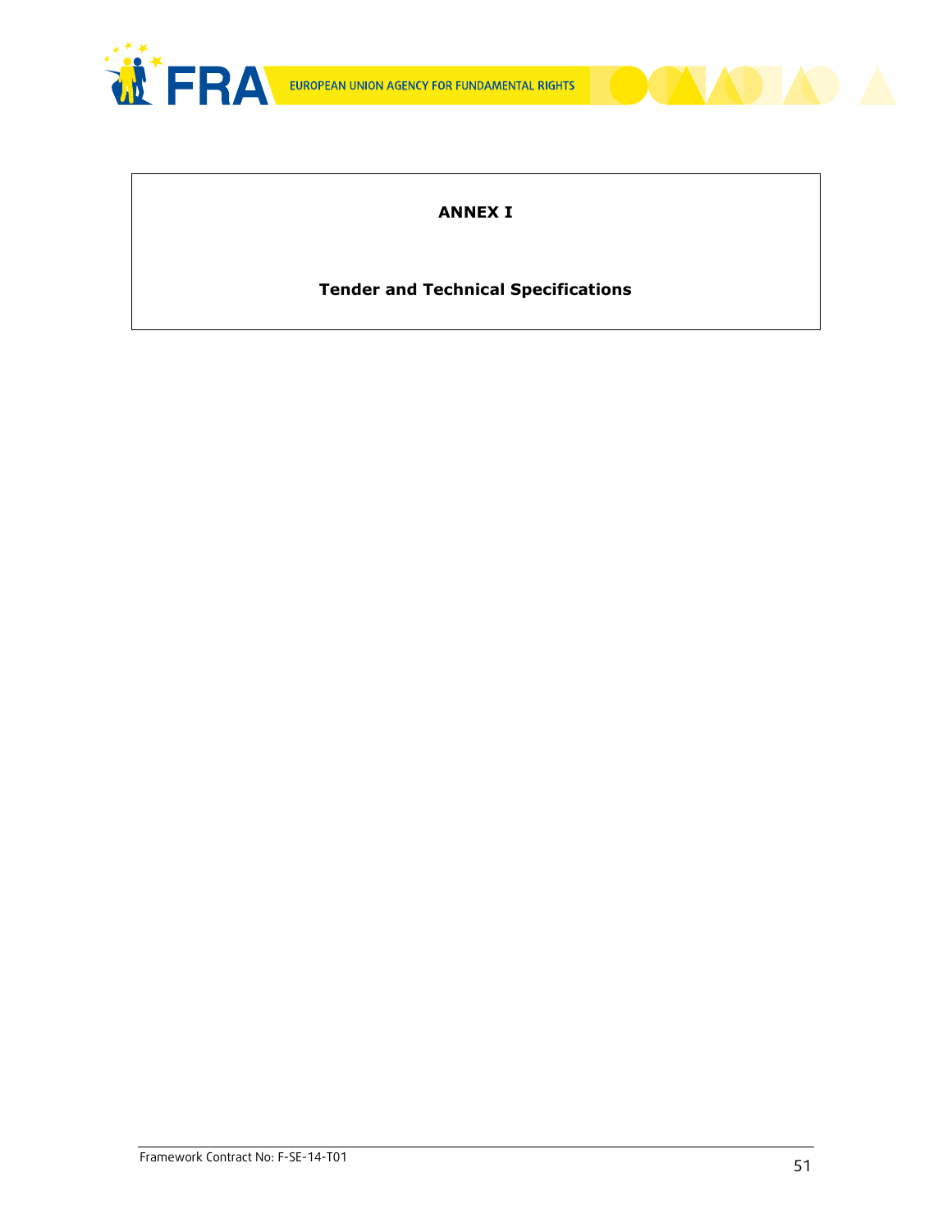**ANNEX I**

**Tender and Technical Specifications**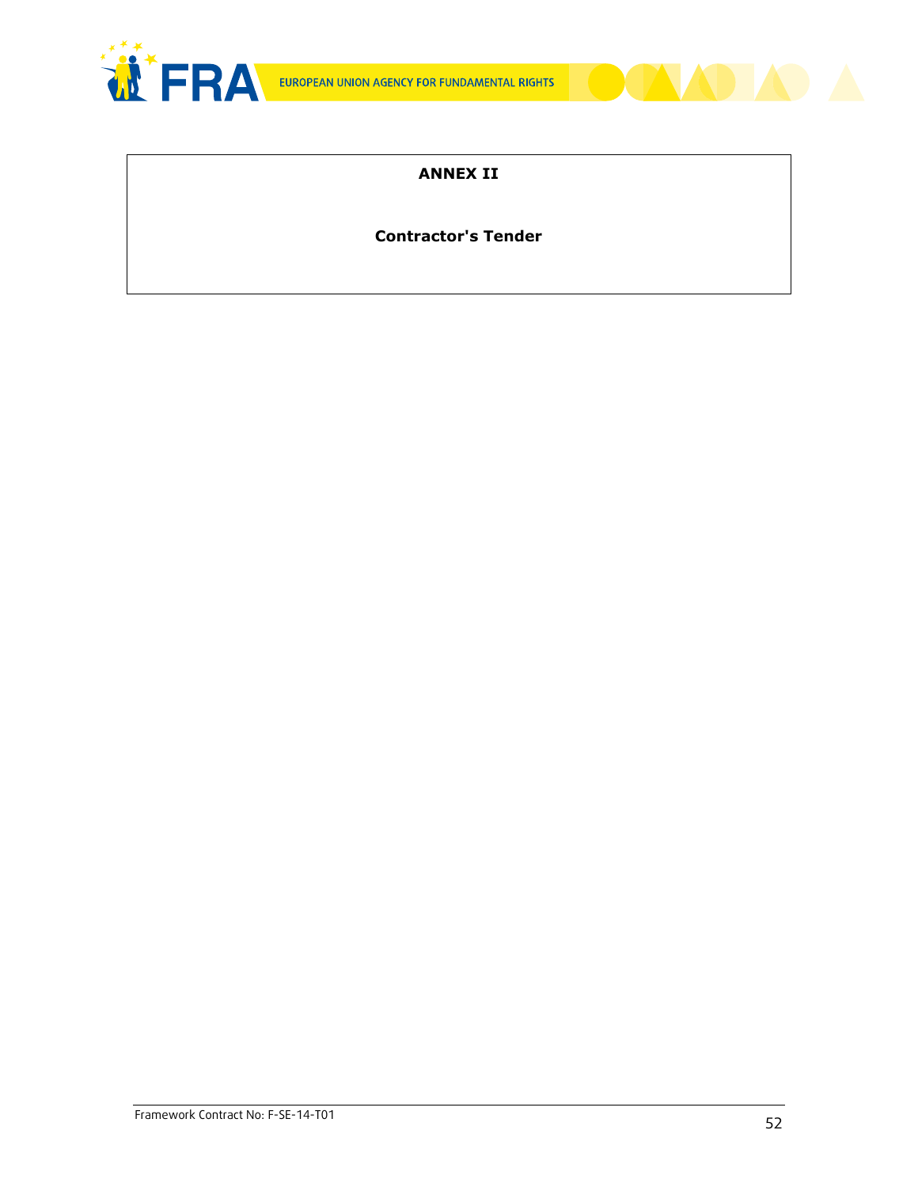**ANNEX II**

**Contractor's Tender**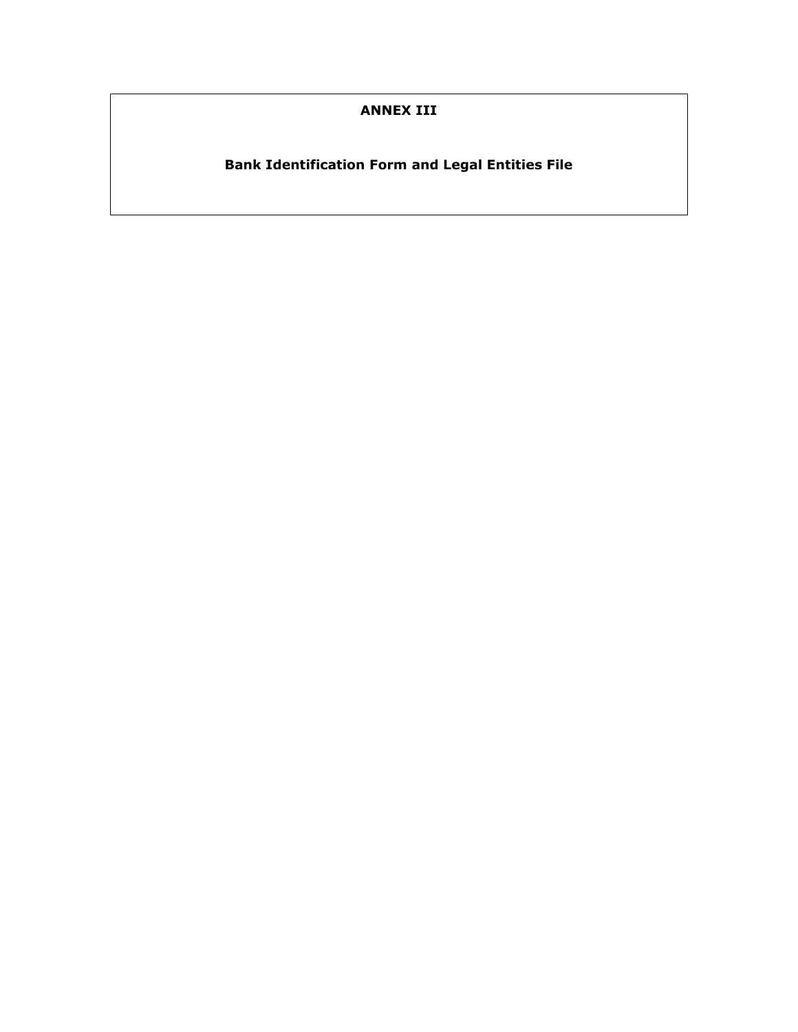# ANNEX III

## Bank Identification Form and Legal Entities File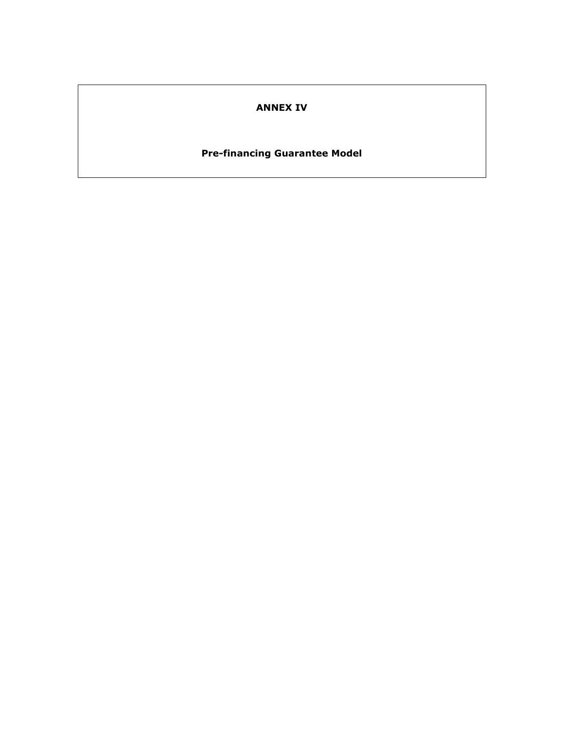# ANNEX IV

## Pre-financing Guarantee Model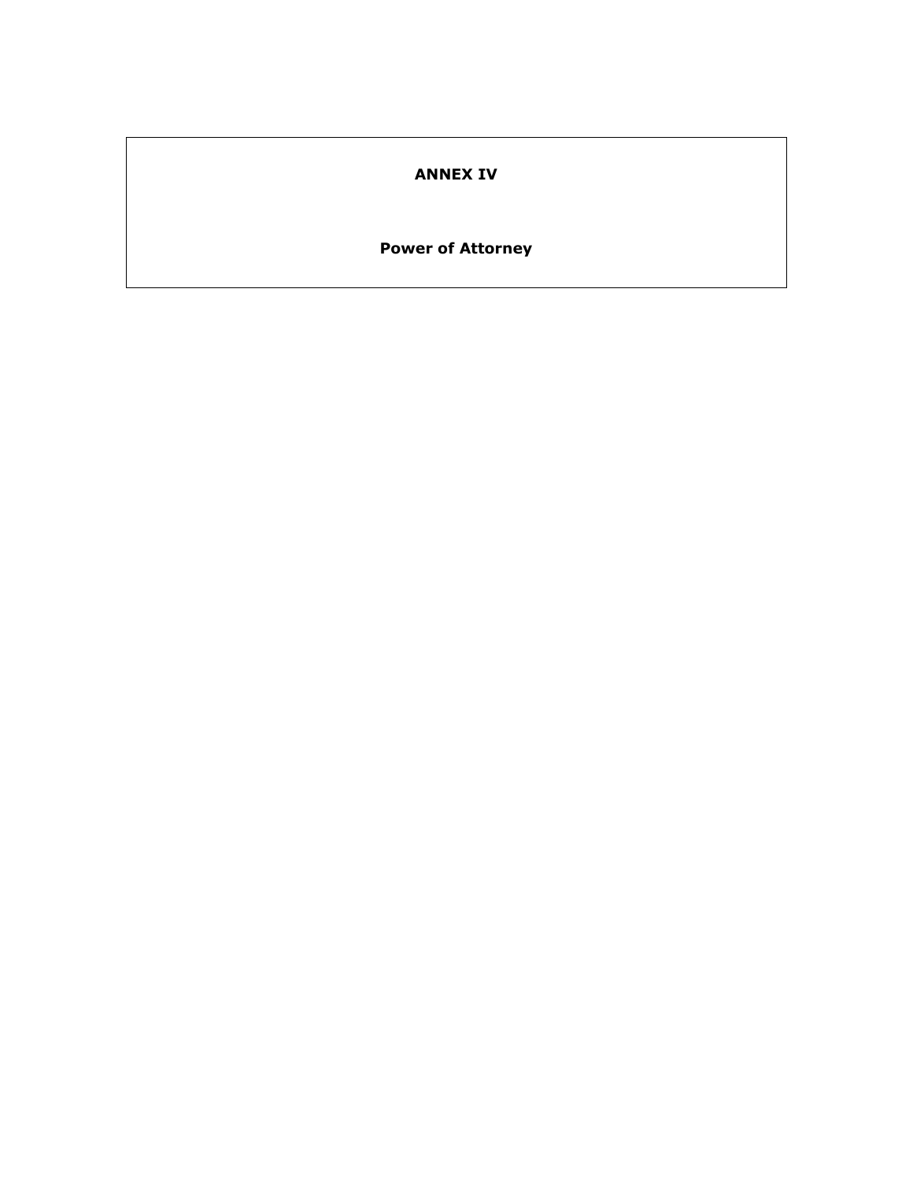# ANNEX IV

## Power of Attorney